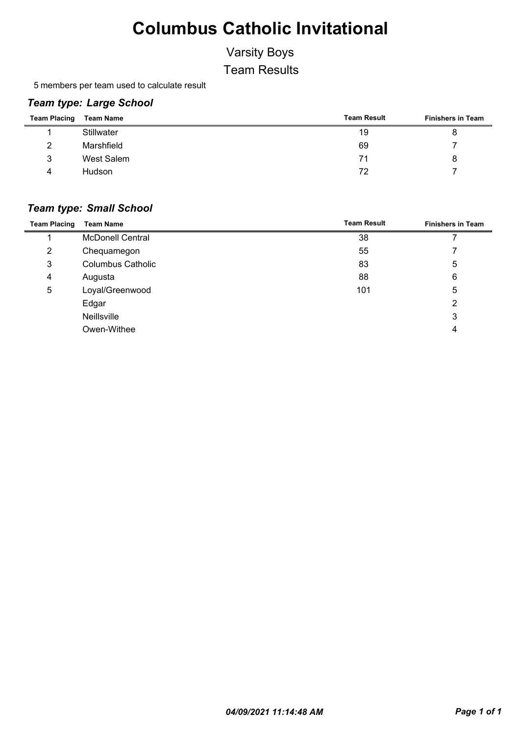# Columbus Catholic Invitational

## Varsity Boys

## Team Results

5 members per team used to calculate result

### *Team type: Large School*

| Team Placing | Team Name | Team Result | Finishers in Team |
|---|---|---|---|
| 1 | Stillwater | 19 | 8 |
| 2 | Marshfield | 69 | 7 |
| 3 | West Salem | 71 | 8 |
| 4 | Hudson | 72 | 7 |

### *Team type: Small School*

| Team Placing | Team Name | Team Result | Finishers in Team |
|---|---|---|---|
| 1 | McDonell Central | 38 | 7 |
| 2 | Chequamegon | 55 | 7 |
| 3 | Columbus Catholic | 83 | 5 |
| 4 | Augusta | 88 | 6 |
| 5 | Loyal/Greenwood | 101 | 5 |
| | Edgar | | 2 |
| | Neillsville | | 3 |
| | Owen-Withee | | 4 |

*04/09/2021 11:14:48 AM*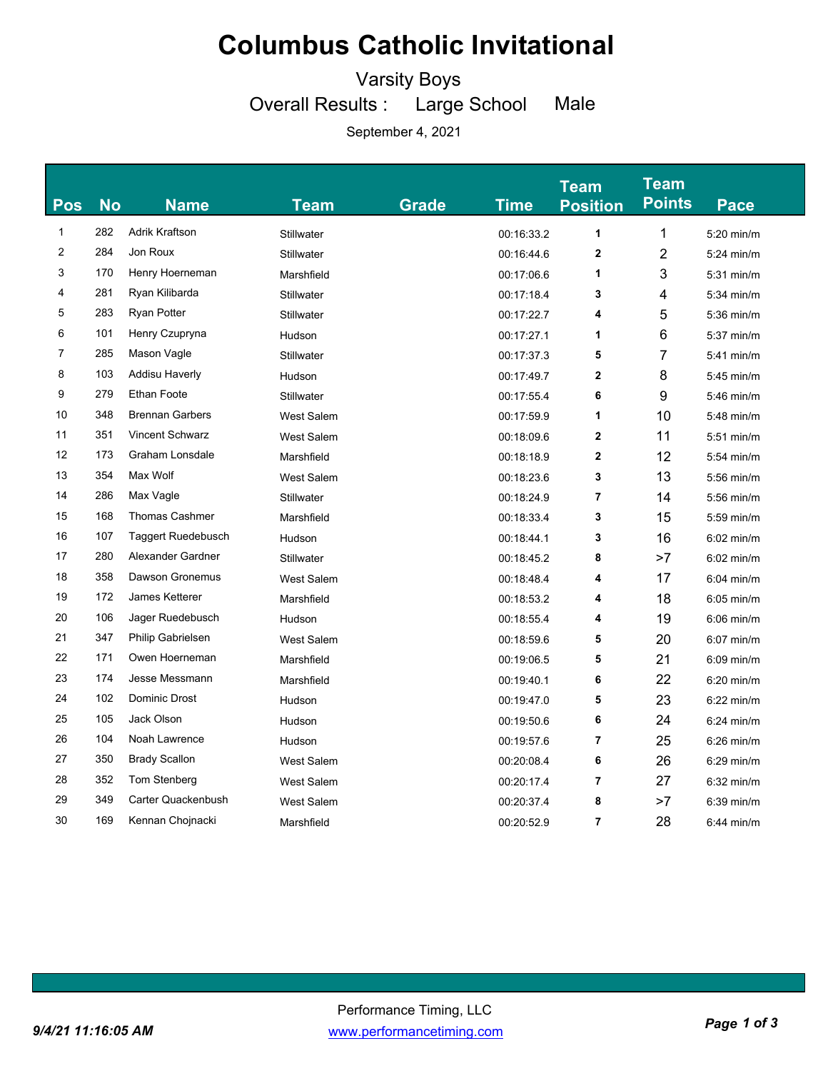# Columbus Catholic Invitational

Varsity Boys

Overall Results : Large School Male

September 4, 2021

| Pos | No | Name | Team | Grade | Time | Team Position | Team Points | Pace |
|---|---|---|---|---|---|---|---|---|
| 1 | 282 | Adrik Kraftson | Stillwater | | 00:16:33.2 | 1 | 1 | 5:20 min/m |
| 2 | 284 | Jon Roux | Stillwater | | 00:16:44.6 | 2 | 2 | 5:24 min/m |
| 3 | 170 | Henry Hoerneman | Marshfield | | 00:17:06.6 | 1 | 3 | 5:31 min/m |
| 4 | 281 | Ryan Kilibarda | Stillwater | | 00:17:18.4 | 3 | 4 | 5:34 min/m |
| 5 | 283 | Ryan Potter | Stillwater | | 00:17:22.7 | 4 | 5 | 5:36 min/m |
| 6 | 101 | Henry Czupryna | Hudson | | 00:17:27.1 | 1 | 6 | 5:37 min/m |
| 7 | 285 | Mason Vagle | Stillwater | | 00:17:37.3 | 5 | 7 | 5:41 min/m |
| 8 | 103 | Addisu Haverly | Hudson | | 00:17:49.7 | 2 | 8 | 5:45 min/m |
| 9 | 279 | Ethan Foote | Stillwater | | 00:17:55.4 | 6 | 9 | 5:46 min/m |
| 10 | 348 | Brennan Garbers | West Salem | | 00:17:59.9 | 1 | 10 | 5:48 min/m |
| 11 | 351 | Vincent Schwarz | West Salem | | 00:18:09.6 | 2 | 11 | 5:51 min/m |
| 12 | 173 | Graham Lonsdale | Marshfield | | 00:18:18.9 | 2 | 12 | 5:54 min/m |
| 13 | 354 | Max Wolf | West Salem | | 00:18:23.6 | 3 | 13 | 5:56 min/m |
| 14 | 286 | Max Vagle | Stillwater | | 00:18:24.9 | 7 | 14 | 5:56 min/m |
| 15 | 168 | Thomas Cashmer | Marshfield | | 00:18:33.4 | 3 | 15 | 5:59 min/m |
| 16 | 107 | Taggert Ruedebusch | Hudson | | 00:18:44.1 | 3 | 16 | 6:02 min/m |
| 17 | 280 | Alexander Gardner | Stillwater | | 00:18:45.2 | 8 | >7 | 6:02 min/m |
| 18 | 358 | Dawson Gronemus | West Salem | | 00:18:48.4 | 4 | 17 | 6:04 min/m |
| 19 | 172 | James Ketterer | Marshfield | | 00:18:53.2 | 4 | 18 | 6:05 min/m |
| 20 | 106 | Jager Ruedebusch | Hudson | | 00:18:55.4 | 4 | 19 | 6:06 min/m |
| 21 | 347 | Philip Gabrielsen | West Salem | | 00:18:59.6 | 5 | 20 | 6:07 min/m |
| 22 | 171 | Owen Hoerneman | Marshfield | | 00:19:06.5 | 5 | 21 | 6:09 min/m |
| 23 | 174 | Jesse Messmann | Marshfield | | 00:19:40.1 | 6 | 22 | 6:20 min/m |
| 24 | 102 | Dominic Drost | Hudson | | 00:19:47.0 | 5 | 23 | 6:22 min/m |
| 25 | 105 | Jack Olson | Hudson | | 00:19:50.6 | 6 | 24 | 6:24 min/m |
| 26 | 104 | Noah Lawrence | Hudson | | 00:19:57.6 | 7 | 25 | 6:26 min/m |
| 27 | 350 | Brady Scallon | West Salem | | 00:20:08.4 | 6 | 26 | 6:29 min/m |
| 28 | 352 | Tom Stenberg | West Salem | | 00:20:17.4 | 7 | 27 | 6:32 min/m |
| 29 | 349 | Carter Quackenbush | West Salem | | 00:20:37.4 | 8 | >7 | 6:39 min/m |
| 30 | 169 | Kennan Chojnacki | Marshfield | | 00:20:52.9 | 7 | 28 | 6:44 min/m |

Performance Timing, LLC

www.performancetiming.com

*9/4/21 11:16:05 AM*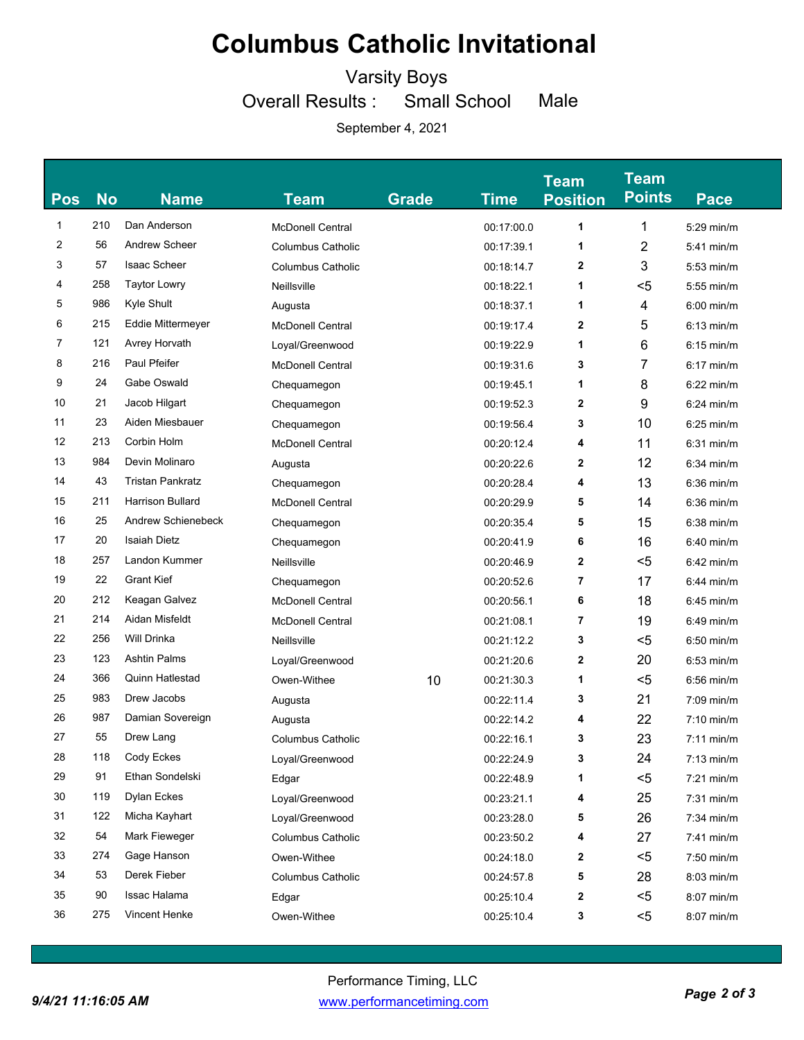# Columbus Catholic Invitational

Varsity Boys

Overall Results : Small School Male

September 4, 2021

| Pos | No | Name | Team | Grade | Time | Team Position | Team Points | Pace |
|---|---|---|---|---|---|---|---|---|
| 1 | 210 | Dan Anderson | McDonell Central | | 00:17:00.0 | 1 | 1 | 5:29 min/m |
| 2 | 56 | Andrew Scheer | Columbus Catholic | | 00:17:39.1 | 1 | 2 | 5:41 min/m |
| 3 | 57 | Isaac Scheer | Columbus Catholic | | 00:18:14.7 | 2 | 3 | 5:53 min/m |
| 4 | 258 | Taytor Lowry | Neillsville | | 00:18:22.1 | 1 | <5 | 5:55 min/m |
| 5 | 986 | Kyle Shult | Augusta | | 00:18:37.1 | 1 | 4 | 6:00 min/m |
| 6 | 215 | Eddie Mittermeyer | McDonell Central | | 00:19:17.4 | 2 | 5 | 6:13 min/m |
| 7 | 121 | Avrey Horvath | Loyal/Greenwood | | 00:19:22.9 | 1 | 6 | 6:15 min/m |
| 8 | 216 | Paul Pfeifer | McDonell Central | | 00:19:31.6 | 3 | 7 | 6:17 min/m |
| 9 | 24 | Gabe Oswald | Chequamegon | | 00:19:45.1 | 1 | 8 | 6:22 min/m |
| 10 | 21 | Jacob Hilgart | Chequamegon | | 00:19:52.3 | 2 | 9 | 6:24 min/m |
| 11 | 23 | Aiden Miesbauer | Chequamegon | | 00:19:56.4 | 3 | 10 | 6:25 min/m |
| 12 | 213 | Corbin Holm | McDonell Central | | 00:20:12.4 | 4 | 11 | 6:31 min/m |
| 13 | 984 | Devin Molinaro | Augusta | | 00:20:22.6 | 2 | 12 | 6:34 min/m |
| 14 | 43 | Tristan Pankratz | Chequamegon | | 00:20:28.4 | 4 | 13 | 6:36 min/m |
| 15 | 211 | Harrison Bullard | McDonell Central | | 00:20:29.9 | 5 | 14 | 6:36 min/m |
| 16 | 25 | Andrew Schienebeck | Chequamegon | | 00:20:35.4 | 5 | 15 | 6:38 min/m |
| 17 | 20 | Isaiah Dietz | Chequamegon | | 00:20:41.9 | 6 | 16 | 6:40 min/m |
| 18 | 257 | Landon Kummer | Neillsville | | 00:20:46.9 | 2 | <5 | 6:42 min/m |
| 19 | 22 | Grant Kief | Chequamegon | | 00:20:52.6 | 7 | 17 | 6:44 min/m |
| 20 | 212 | Keagan Galvez | McDonell Central | | 00:20:56.1 | 6 | 18 | 6:45 min/m |
| 21 | 214 | Aidan Misfeldt | McDonell Central | | 00:21:08.1 | 7 | 19 | 6:49 min/m |
| 22 | 256 | Will Drinka | Neillsville | | 00:21:12.2 | 3 | <5 | 6:50 min/m |
| 23 | 123 | Ashtin Palms | Loyal/Greenwood | | 00:21:20.6 | 2 | 20 | 6:53 min/m |
| 24 | 366 | Quinn Hatlestad | Owen-Withee | 10 | 00:21:30.3 | 1 | <5 | 6:56 min/m |
| 25 | 983 | Drew Jacobs | Augusta | | 00:22:11.4 | 3 | 21 | 7:09 min/m |
| 26 | 987 | Damian Sovereign | Augusta | | 00:22:14.2 | 4 | 22 | 7:10 min/m |
| 27 | 55 | Drew Lang | Columbus Catholic | | 00:22:16.1 | 3 | 23 | 7:11 min/m |
| 28 | 118 | Cody Eckes | Loyal/Greenwood | | 00:22:24.9 | 3 | 24 | 7:13 min/m |
| 29 | 91 | Ethan Sondelski | Edgar | | 00:22:48.9 | 1 | <5 | 7:21 min/m |
| 30 | 119 | Dylan Eckes | Loyal/Greenwood | | 00:23:21.1 | 4 | 25 | 7:31 min/m |
| 31 | 122 | Micha Kayhart | Loyal/Greenwood | | 00:23:28.0 | 5 | 26 | 7:34 min/m |
| 32 | 54 | Mark Fieweger | Columbus Catholic | | 00:23:50.2 | 4 | 27 | 7:41 min/m |
| 33 | 274 | Gage Hanson | Owen-Withee | | 00:24:18.0 | 2 | <5 | 7:50 min/m |
| 34 | 53 | Derek Fieber | Columbus Catholic | | 00:24:57.8 | 5 | 28 | 8:03 min/m |
| 35 | 90 | Issac Halama | Edgar | | 00:25:10.4 | 2 | <5 | 8:07 min/m |
| 36 | 275 | Vincent Henke | Owen-Withee | | 00:25:10.4 | 3 | <5 | 8:07 min/m |

Performance Timing, LLC

www.performancetiming.com

9/4/21 11:16:05 AM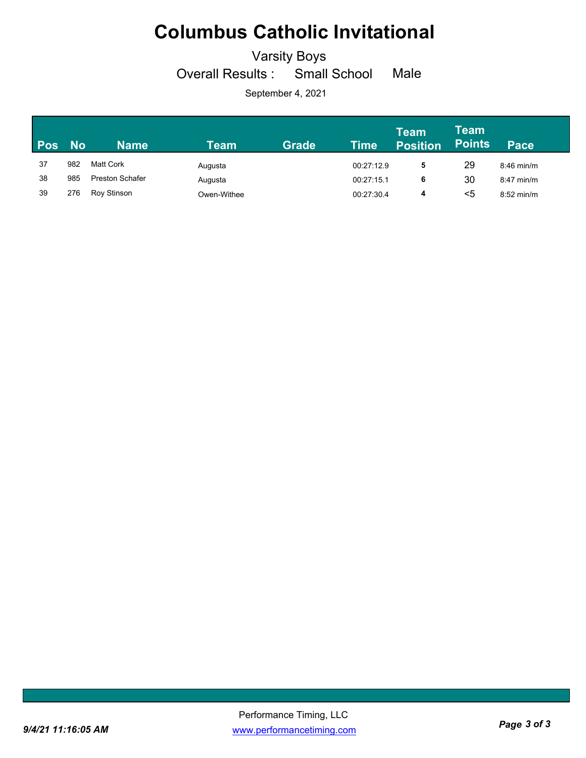# Columbus Catholic Invitational

Varsity Boys

Overall Results : Small School Male

September 4, 2021

| Pos | No | Name | Team | Grade | Time | Team Position | Team Points | Pace |
|---|---|---|---|---|---|---|---|---|
| 37 | 982 | Matt Cork | Augusta | | 00:27:12.9 | **5** | 29 | 8:46 min/m |
| 38 | 985 | Preston Schafer | Augusta | | 00:27:15.1 | **6** | 30 | 8:47 min/m |
| 39 | 276 | Roy Stinson | Owen-Withee | | 00:27:30.4 | **4** | <5 | 8:52 min/m |

Performance Timing, LLC

[www.performancetiming.com](http://www.performancetiming.com)

*9/4/21 11:16:05 AM*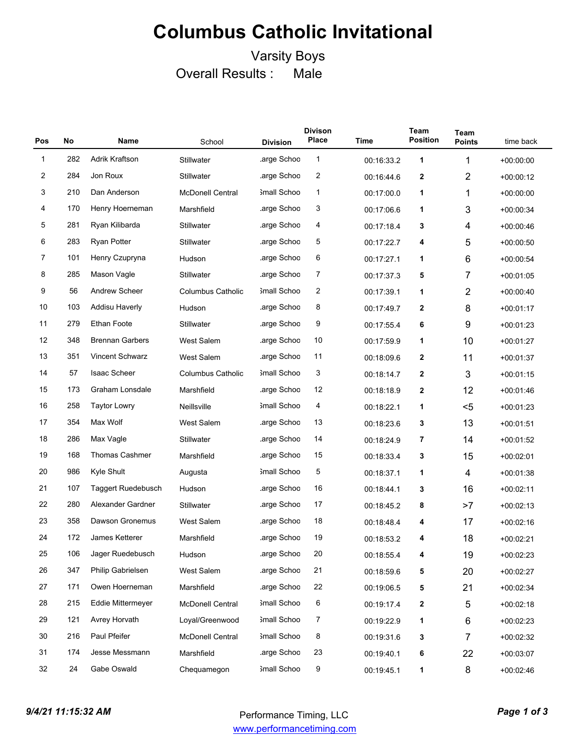# Columbus Catholic Invitational

Varsity Boys

Overall Results : Male

| Pos | No | Name | School | Division | Divison Place | Time | Team Position | Team Points | time back |
|---|---|---|---|---|---|---|---|---|---|
| 1 | 282 | Adrik Kraftson | Stillwater | .arge Schoo | 1 | 00:16:33.2 | 1 | 1 | +00:00:00 |
| 2 | 284 | Jon Roux | Stillwater | .arge Schoo | 2 | 00:16:44.6 | 2 | 2 | +00:00:12 |
| 3 | 210 | Dan Anderson | McDonell Central | Small Schoo | 1 | 00:17:00.0 | 1 | 1 | +00:00:00 |
| 4 | 170 | Henry Hoerneman | Marshfield | .arge Schoo | 3 | 00:17:06.6 | 1 | 3 | +00:00:34 |
| 5 | 281 | Ryan Kilibarda | Stillwater | .arge Schoo | 4 | 00:17:18.4 | 3 | 4 | +00:00:46 |
| 6 | 283 | Ryan Potter | Stillwater | .arge Schoo | 5 | 00:17:22.7 | 4 | 5 | +00:00:50 |
| 7 | 101 | Henry Czupryna | Hudson | .arge Schoo | 6 | 00:17:27.1 | 1 | 6 | +00:00:54 |
| 8 | 285 | Mason Vagle | Stillwater | .arge Schoo | 7 | 00:17:37.3 | 5 | 7 | +00:01:05 |
| 9 | 56 | Andrew Scheer | Columbus Catholic | Small Schoo | 2 | 00:17:39.1 | 1 | 2 | +00:00:40 |
| 10 | 103 | Addisu Haverly | Hudson | .arge Schoo | 8 | 00:17:49.7 | 2 | 8 | +00:01:17 |
| 11 | 279 | Ethan Foote | Stillwater | .arge Schoo | 9 | 00:17:55.4 | 6 | 9 | +00:01:23 |
| 12 | 348 | Brennan Garbers | West Salem | .arge Schoo | 10 | 00:17:59.9 | 1 | 10 | +00:01:27 |
| 13 | 351 | Vincent Schwarz | West Salem | .arge Schoo | 11 | 00:18:09.6 | 2 | 11 | +00:01:37 |
| 14 | 57 | Isaac Scheer | Columbus Catholic | Small Schoo | 3 | 00:18:14.7 | 2 | 3 | +00:01:15 |
| 15 | 173 | Graham Lonsdale | Marshfield | .arge Schoo | 12 | 00:18:18.9 | 2 | 12 | +00:01:46 |
| 16 | 258 | Taytor Lowry | Neillsville | Small Schoo | 4 | 00:18:22.1 | 1 | <5 | +00:01:23 |
| 17 | 354 | Max Wolf | West Salem | .arge Schoo | 13 | 00:18:23.6 | 3 | 13 | +00:01:51 |
| 18 | 286 | Max Vagle | Stillwater | .arge Schoo | 14 | 00:18:24.9 | 7 | 14 | +00:01:52 |
| 19 | 168 | Thomas Cashmer | Marshfield | .arge Schoo | 15 | 00:18:33.4 | 3 | 15 | +00:02:01 |
| 20 | 986 | Kyle Shult | Augusta | Small Schoo | 5 | 00:18:37.1 | 1 | 4 | +00:01:38 |
| 21 | 107 | Taggert Ruedebusch | Hudson | .arge Schoo | 16 | 00:18:44.1 | 3 | 16 | +00:02:11 |
| 22 | 280 | Alexander Gardner | Stillwater | .arge Schoo | 17 | 00:18:45.2 | 8 | >7 | +00:02:13 |
| 23 | 358 | Dawson Gronemus | West Salem | .arge Schoo | 18 | 00:18:48.4 | 4 | 17 | +00:02:16 |
| 24 | 172 | James Ketterer | Marshfield | .arge Schoo | 19 | 00:18:53.2 | 4 | 18 | +00:02:21 |
| 25 | 106 | Jager Ruedebusch | Hudson | .arge Schoo | 20 | 00:18:55.4 | 4 | 19 | +00:02:23 |
| 26 | 347 | Philip Gabrielsen | West Salem | .arge Schoo | 21 | 00:18:59.6 | 5 | 20 | +00:02:27 |
| 27 | 171 | Owen Hoerneman | Marshfield | .arge Schoo | 22 | 00:19:06.5 | 5 | 21 | +00:02:34 |
| 28 | 215 | Eddie Mittermeyer | McDonell Central | Small Schoo | 6 | 00:19:17.4 | 2 | 5 | +00:02:18 |
| 29 | 121 | Avrey Horvath | Loyal/Greenwood | Small Schoo | 7 | 00:19:22.9 | 1 | 6 | +00:02:23 |
| 30 | 216 | Paul Pfeifer | McDonell Central | Small Schoo | 8 | 00:19:31.6 | 3 | 7 | +00:02:32 |
| 31 | 174 | Jesse Messmann | Marshfield | .arge Schoo | 23 | 00:19:40.1 | 6 | 22 | +00:03:07 |
| 32 | 24 | Gabe Oswald | Chequamegon | Small Schoo | 9 | 00:19:45.1 | 1 | 8 | +00:02:46 |

*9/4/21 11:15:32 AM*

Performance Timing, LLC
www.performancetiming.com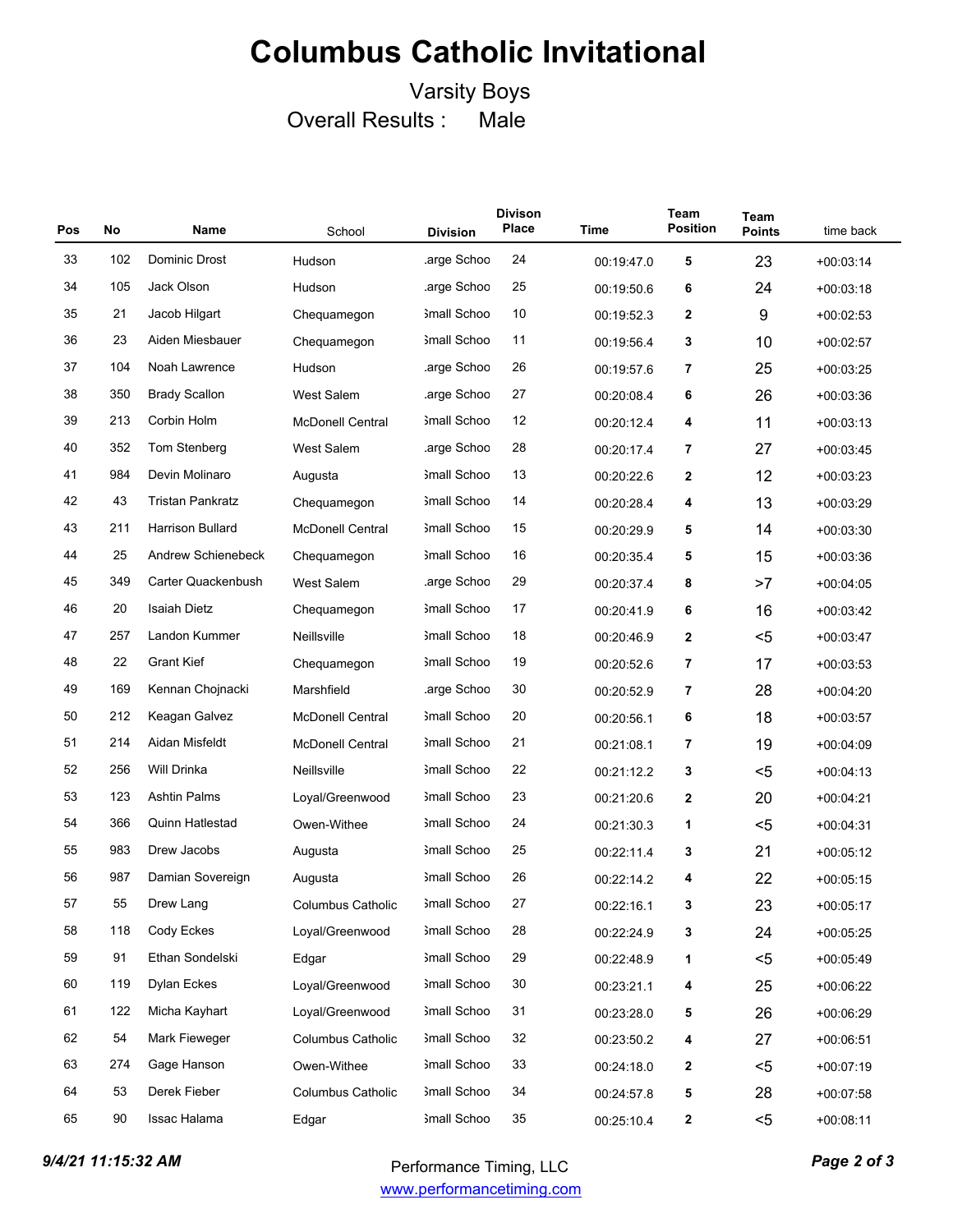# Columbus Catholic Invitational

Varsity Boys

Overall Results : Male

| Pos | No | Name | School | Division | Divison Place | Time | Team Position | Team Points | time back |
|---|---|---|---|---|---|---|---|---|---|
| 33 | 102 | Dominic Drost | Hudson | .arge Schoo | 24 | 00:19:47.0 | 5 | 23 | +00:03:14 |
| 34 | 105 | Jack Olson | Hudson | .arge Schoo | 25 | 00:19:50.6 | 6 | 24 | +00:03:18 |
| 35 | 21 | Jacob Hilgart | Chequamegon | 3mall Schoo | 10 | 00:19:52.3 | 2 | 9 | +00:02:53 |
| 36 | 23 | Aiden Miesbauer | Chequamegon | 3mall Schoo | 11 | 00:19:56.4 | 3 | 10 | +00:02:57 |
| 37 | 104 | Noah Lawrence | Hudson | .arge Schoo | 26 | 00:19:57.6 | 7 | 25 | +00:03:25 |
| 38 | 350 | Brady Scallon | West Salem | .arge Schoo | 27 | 00:20:08.4 | 6 | 26 | +00:03:36 |
| 39 | 213 | Corbin Holm | McDonell Central | 3mall Schoo | 12 | 00:20:12.4 | 4 | 11 | +00:03:13 |
| 40 | 352 | Tom Stenberg | West Salem | .arge Schoo | 28 | 00:20:17.4 | 7 | 27 | +00:03:45 |
| 41 | 984 | Devin Molinaro | Augusta | 3mall Schoo | 13 | 00:20:22.6 | 2 | 12 | +00:03:23 |
| 42 | 43 | Tristan Pankratz | Chequamegon | 3mall Schoo | 14 | 00:20:28.4 | 4 | 13 | +00:03:29 |
| 43 | 211 | Harrison Bullard | McDonell Central | 3mall Schoo | 15 | 00:20:29.9 | 5 | 14 | +00:03:30 |
| 44 | 25 | Andrew Schienebeck | Chequamegon | 3mall Schoo | 16 | 00:20:35.4 | 5 | 15 | +00:03:36 |
| 45 | 349 | Carter Quackenbush | West Salem | .arge Schoo | 29 | 00:20:37.4 | 8 | >7 | +00:04:05 |
| 46 | 20 | Isaiah Dietz | Chequamegon | 3mall Schoo | 17 | 00:20:41.9 | 6 | 16 | +00:03:42 |
| 47 | 257 | Landon Kummer | Neillsville | 3mall Schoo | 18 | 00:20:46.9 | 2 | <5 | +00:03:47 |
| 48 | 22 | Grant Kief | Chequamegon | 3mall Schoo | 19 | 00:20:52.6 | 7 | 17 | +00:03:53 |
| 49 | 169 | Kennan Chojnacki | Marshfield | .arge Schoo | 30 | 00:20:52.9 | 7 | 28 | +00:04:20 |
| 50 | 212 | Keagan Galvez | McDonell Central | 3mall Schoo | 20 | 00:20:56.1 | 6 | 18 | +00:03:57 |
| 51 | 214 | Aidan Misfeldt | McDonell Central | 3mall Schoo | 21 | 00:21:08.1 | 7 | 19 | +00:04:09 |
| 52 | 256 | Will Drinka | Neillsville | 3mall Schoo | 22 | 00:21:12.2 | 3 | <5 | +00:04:13 |
| 53 | 123 | Ashtin Palms | Loyal/Greenwood | 3mall Schoo | 23 | 00:21:20.6 | 2 | 20 | +00:04:21 |
| 54 | 366 | Quinn Hatlestad | Owen-Withee | 3mall Schoo | 24 | 00:21:30.3 | 1 | <5 | +00:04:31 |
| 55 | 983 | Drew Jacobs | Augusta | 3mall Schoo | 25 | 00:22:11.4 | 3 | 21 | +00:05:12 |
| 56 | 987 | Damian Sovereign | Augusta | 3mall Schoo | 26 | 00:22:14.2 | 4 | 22 | +00:05:15 |
| 57 | 55 | Drew Lang | Columbus Catholic | 3mall Schoo | 27 | 00:22:16.1 | 3 | 23 | +00:05:17 |
| 58 | 118 | Cody Eckes | Loyal/Greenwood | 3mall Schoo | 28 | 00:22:24.9 | 3 | 24 | +00:05:25 |
| 59 | 91 | Ethan Sondelski | Edgar | 3mall Schoo | 29 | 00:22:48.9 | 1 | <5 | +00:05:49 |
| 60 | 119 | Dylan Eckes | Loyal/Greenwood | 3mall Schoo | 30 | 00:23:21.1 | 4 | 25 | +00:06:22 |
| 61 | 122 | Micha Kayhart | Loyal/Greenwood | 3mall Schoo | 31 | 00:23:28.0 | 5 | 26 | +00:06:29 |
| 62 | 54 | Mark Fieweger | Columbus Catholic | 3mall Schoo | 32 | 00:23:50.2 | 4 | 27 | +00:06:51 |
| 63 | 274 | Gage Hanson | Owen-Withee | 3mall Schoo | 33 | 00:24:18.0 | 2 | <5 | +00:07:19 |
| 64 | 53 | Derek Fieber | Columbus Catholic | 3mall Schoo | 34 | 00:24:57.8 | 5 | 28 | +00:07:58 |
| 65 | 90 | Issac Halama | Edgar | 3mall Schoo | 35 | 00:25:10.4 | 2 | <5 | +00:08:11 |

*9/4/21 11:15:32 AM*

Performance Timing, LLC
www.performancetiming.com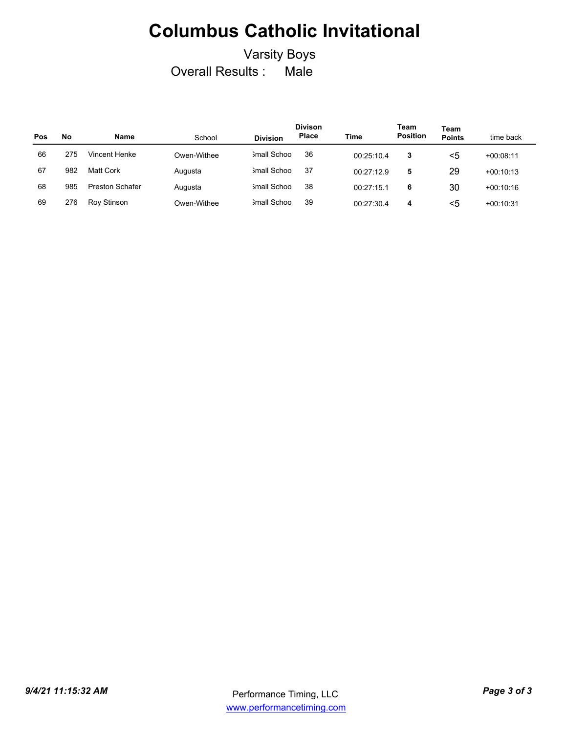# Columbus Catholic Invitational

Varsity Boys

Overall Results : Male

| Pos | No | Name | School | Division | Divison Place | Time | Team Position | Team Points | time back |
|---|---|---|---|---|---|---|---|---|---|
| 66 | 275 | Vincent Henke | Owen-Withee | Small Schoo | 36 | 00:25:10.4 | **3** | <5 | +00:08:11 |
| 67 | 982 | Matt Cork | Augusta | Small Schoo | 37 | 00:27:12.9 | **5** | 29 | +00:10:13 |
| 68 | 985 | Preston Schafer | Augusta | Small Schoo | 38 | 00:27:15.1 | **6** | 30 | +00:10:16 |
| 69 | 276 | Roy Stinson | Owen-Withee | Small Schoo | 39 | 00:27:30.4 | **4** | <5 | +00:10:31 |

*9/4/21 11:15:32 AM*

Performance Timing, LLC
www.performancetiming.com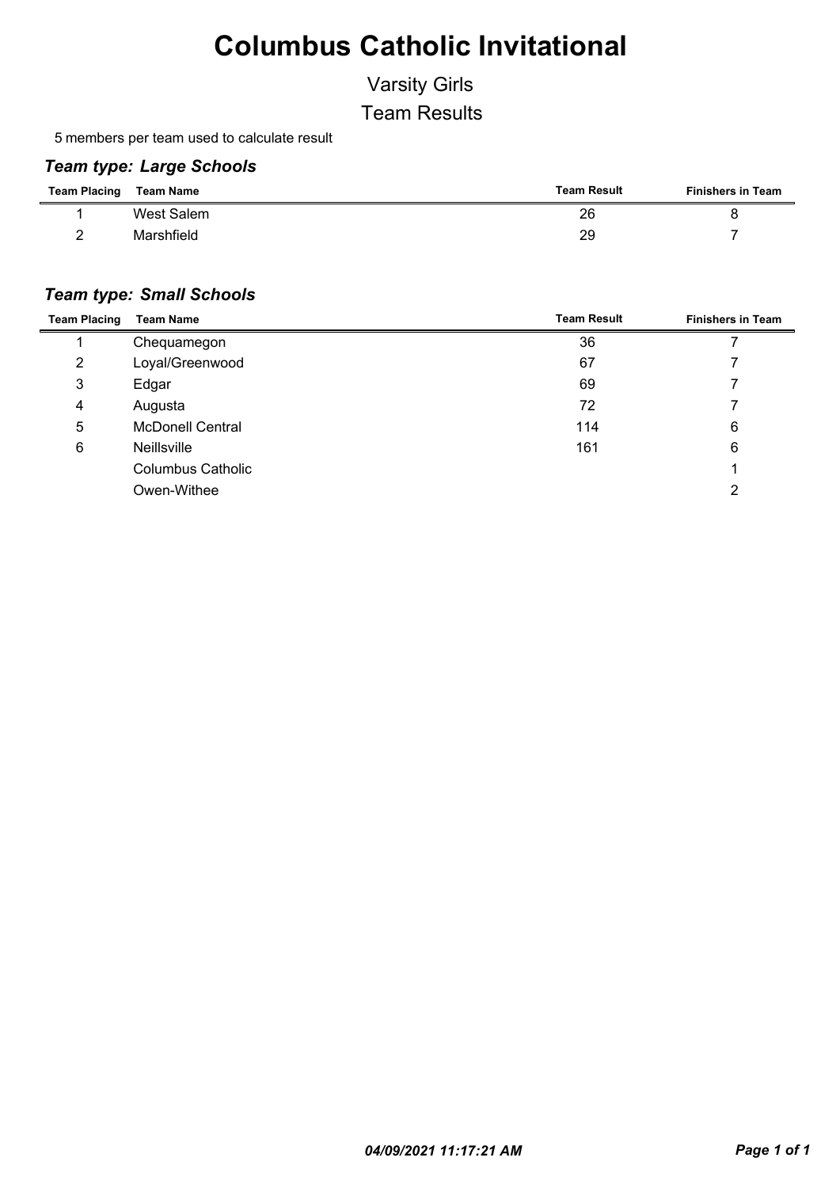# Columbus Catholic Invitational

## Varsity Girls

## Team Results

5 members per team used to calculate result

### *Team type: Large Schools*

| Team Placing | Team Name | Team Result | Finishers in Team |
|---|---|---|---|
| 1 | West Salem | 26 | 8 |
| 2 | Marshfield | 29 | 7 |

### *Team type: Small Schools*

| Team Placing | Team Name | Team Result | Finishers in Team |
|---|---|---|---|
| 1 | Chequamegon | 36 | 7 |
| 2 | Loyal/Greenwood | 67 | 7 |
| 3 | Edgar | 69 | 7 |
| 4 | Augusta | 72 | 7 |
| 5 | McDonell Central | 114 | 6 |
| 6 | Neillsville | 161 | 6 |
| | Columbus Catholic | | 1 |
| | Owen-Withee | | 2 |

*04/09/2021 11:17:21 AM*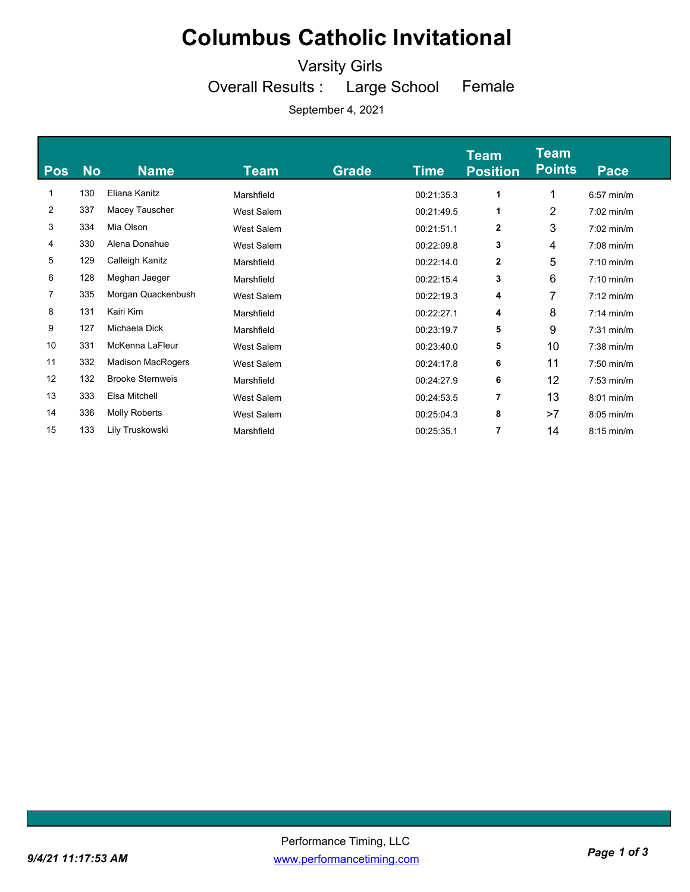# Columbus Catholic Invitational

Varsity Girls

Overall Results : Large School Female

September 4, 2021

| Pos | No | Name | Team | Grade | Time | Team Position | Team Points | Pace |
|---|---|---|---|---|---|---|---|---|
| 1 | 130 | Eliana Kanitz | Marshfield | | 00:21:35.3 | 1 | 1 | 6:57 min/m |
| 2 | 337 | Macey Tauscher | West Salem | | 00:21:49.5 | 1 | 2 | 7:02 min/m |
| 3 | 334 | Mia Olson | West Salem | | 00:21:51.1 | 2 | 3 | 7:02 min/m |
| 4 | 330 | Alena Donahue | West Salem | | 00:22:09.8 | 3 | 4 | 7:08 min/m |
| 5 | 129 | Calleigh Kanitz | Marshfield | | 00:22:14.0 | 2 | 5 | 7:10 min/m |
| 6 | 128 | Meghan Jaeger | Marshfield | | 00:22:15.4 | 3 | 6 | 7:10 min/m |
| 7 | 335 | Morgan Quackenbush | West Salem | | 00:22:19.3 | 4 | 7 | 7:12 min/m |
| 8 | 131 | Kairi Kim | Marshfield | | 00:22:27.1 | 4 | 8 | 7:14 min/m |
| 9 | 127 | Michaela Dick | Marshfield | | 00:23:19.7 | 5 | 9 | 7:31 min/m |
| 10 | 331 | McKenna LaFleur | West Salem | | 00:23:40.0 | 5 | 10 | 7:38 min/m |
| 11 | 332 | Madison MacRogers | West Salem | | 00:24:17.8 | 6 | 11 | 7:50 min/m |
| 12 | 132 | Brooke Sternweis | Marshfield | | 00:24:27.9 | 6 | 12 | 7:53 min/m |
| 13 | 333 | Elsa Mitchell | West Salem | | 00:24:53.5 | 7 | 13 | 8:01 min/m |
| 14 | 336 | Molly Roberts | West Salem | | 00:25:04.3 | 8 | >7 | 8:05 min/m |
| 15 | 133 | Lily Truskowski | Marshfield | | 00:25:35.1 | 7 | 14 | 8:15 min/m |

Performance Timing, LLC

www.performancetiming.com

9/4/21 11:17:53 AM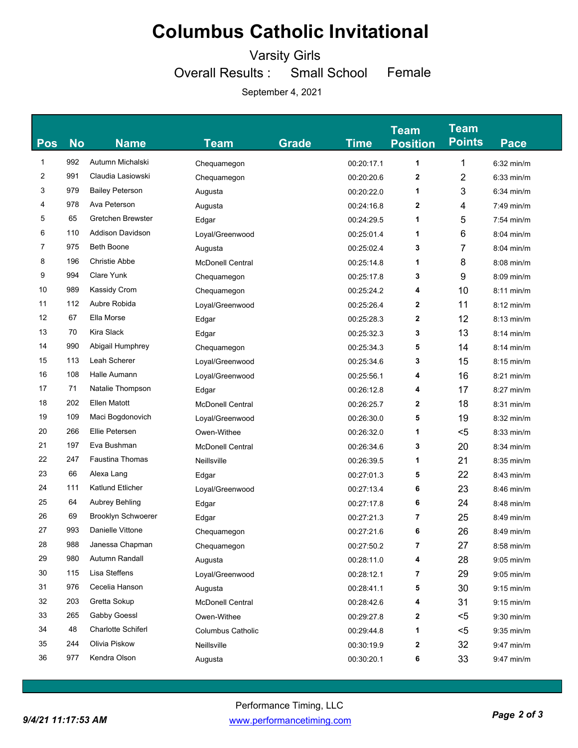# Columbus Catholic Invitational

Varsity Girls

Overall Results : Small School Female

September 4, 2021

| Pos | No | Name | Team | Grade | Time | Team Position | Team Points | Pace |
|---|---|---|---|---|---|---|---|---|
| 1 | 992 | Autumn Michalski | Chequamegon | | 00:20:17.1 | 1 | 1 | 6:32 min/m |
| 2 | 991 | Claudia Lasiowski | Chequamegon | | 00:20:20.6 | 2 | 2 | 6:33 min/m |
| 3 | 979 | Bailey Peterson | Augusta | | 00:20:22.0 | 1 | 3 | 6:34 min/m |
| 4 | 978 | Ava Peterson | Augusta | | 00:24:16.8 | 2 | 4 | 7:49 min/m |
| 5 | 65 | Gretchen Brewster | Edgar | | 00:24:29.5 | 1 | 5 | 7:54 min/m |
| 6 | 110 | Addison Davidson | Loyal/Greenwood | | 00:25:01.4 | 1 | 6 | 8:04 min/m |
| 7 | 975 | Beth Boone | Augusta | | 00:25:02.4 | 3 | 7 | 8:04 min/m |
| 8 | 196 | Christie Abbe | McDonell Central | | 00:25:14.8 | 1 | 8 | 8:08 min/m |
| 9 | 994 | Clare Yunk | Chequamegon | | 00:25:17.8 | 3 | 9 | 8:09 min/m |
| 10 | 989 | Kassidy Crom | Chequamegon | | 00:25:24.2 | 4 | 10 | 8:11 min/m |
| 11 | 112 | Aubre Robida | Loyal/Greenwood | | 00:25:26.4 | 2 | 11 | 8:12 min/m |
| 12 | 67 | Ella Morse | Edgar | | 00:25:28.3 | 2 | 12 | 8:13 min/m |
| 13 | 70 | Kira Slack | Edgar | | 00:25:32.3 | 3 | 13 | 8:14 min/m |
| 14 | 990 | Abigail Humphrey | Chequamegon | | 00:25:34.3 | 5 | 14 | 8:14 min/m |
| 15 | 113 | Leah Scherer | Loyal/Greenwood | | 00:25:34.6 | 3 | 15 | 8:15 min/m |
| 16 | 108 | Halle Aumann | Loyal/Greenwood | | 00:25:56.1 | 4 | 16 | 8:21 min/m |
| 17 | 71 | Natalie Thompson | Edgar | | 00:26:12.8 | 4 | 17 | 8:27 min/m |
| 18 | 202 | Ellen Matott | McDonell Central | | 00:26:25.7 | 2 | 18 | 8:31 min/m |
| 19 | 109 | Maci Bogdonovich | Loyal/Greenwood | | 00:26:30.0 | 5 | 19 | 8:32 min/m |
| 20 | 266 | Ellie Petersen | Owen-Withee | | 00:26:32.0 | 1 | <5 | 8:33 min/m |
| 21 | 197 | Eva Bushman | McDonell Central | | 00:26:34.6 | 3 | 20 | 8:34 min/m |
| 22 | 247 | Faustina Thomas | Neillsville | | 00:26:39.5 | 1 | 21 | 8:35 min/m |
| 23 | 66 | Alexa Lang | Edgar | | 00:27:01.3 | 5 | 22 | 8:43 min/m |
| 24 | 111 | Katlund Etlicher | Loyal/Greenwood | | 00:27:13.4 | 6 | 23 | 8:46 min/m |
| 25 | 64 | Aubrey Behling | Edgar | | 00:27:17.8 | 6 | 24 | 8:48 min/m |
| 26 | 69 | Brooklyn Schwoerer | Edgar | | 00:27:21.3 | 7 | 25 | 8:49 min/m |
| 27 | 993 | Danielle Vittone | Chequamegon | | 00:27:21.6 | 6 | 26 | 8:49 min/m |
| 28 | 988 | Janessa Chapman | Chequamegon | | 00:27:50.2 | 7 | 27 | 8:58 min/m |
| 29 | 980 | Autumn Randall | Augusta | | 00:28:11.0 | 4 | 28 | 9:05 min/m |
| 30 | 115 | Lisa Steffens | Loyal/Greenwood | | 00:28:12.1 | 7 | 29 | 9:05 min/m |
| 31 | 976 | Cecelia Hanson | Augusta | | 00:28:41.1 | 5 | 30 | 9:15 min/m |
| 32 | 203 | Gretta Sokup | McDonell Central | | 00:28:42.6 | 4 | 31 | 9:15 min/m |
| 33 | 265 | Gabby Goessl | Owen-Withee | | 00:29:27.8 | 2 | <5 | 9:30 min/m |
| 34 | 48 | Charlotte Schiferl | Columbus Catholic | | 00:29:44.8 | 1 | <5 | 9:35 min/m |
| 35 | 244 | Olivia Piskow | Neillsville | | 00:30:19.9 | 2 | 32 | 9:47 min/m |
| 36 | 977 | Kendra Olson | Augusta | | 00:30:20.1 | 6 | 33 | 9:47 min/m |

Performance Timing, LLC

www.performancetiming.com

9/4/21 11:17:53 AM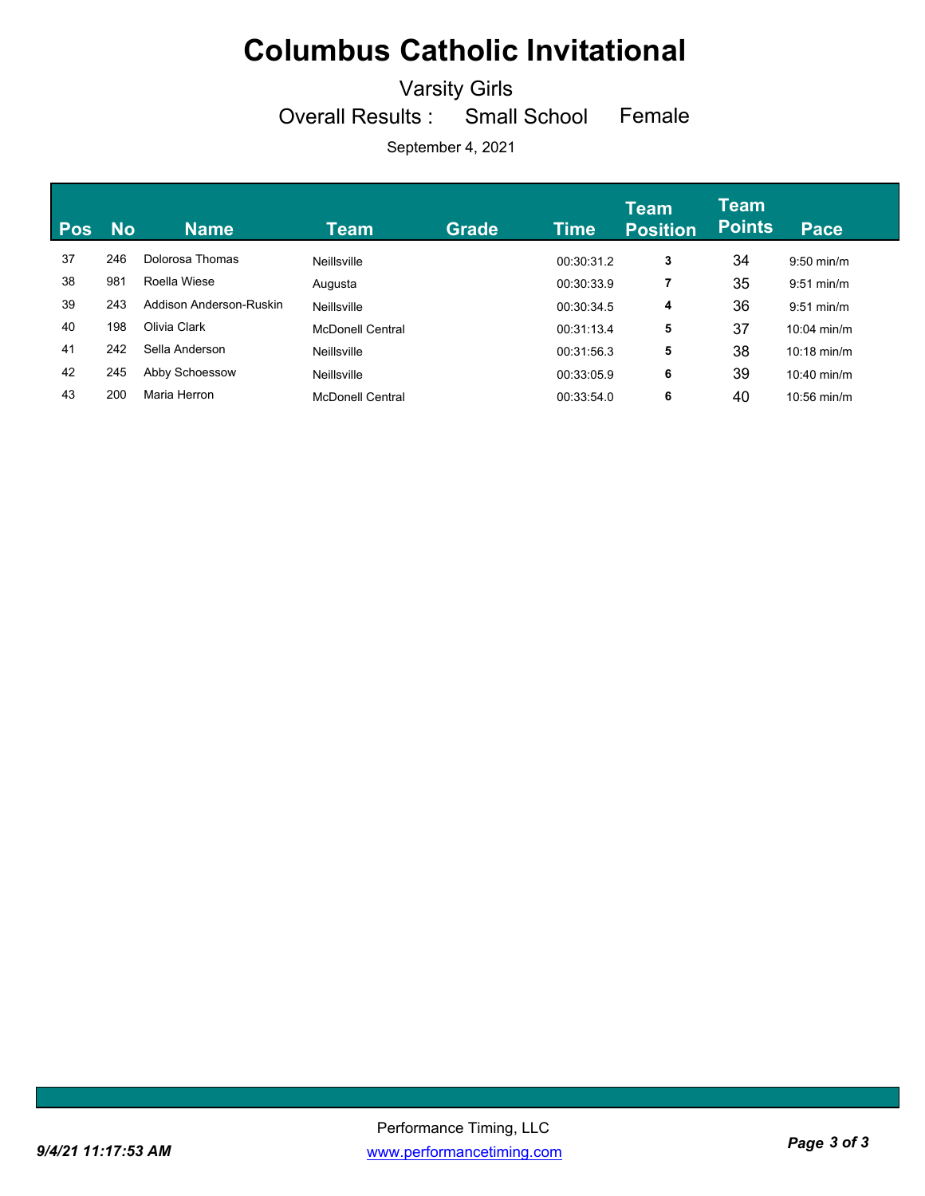# Columbus Catholic Invitational

Varsity Girls

Overall Results : Small School Female

September 4, 2021

| Pos | No | Name | Team | Grade | Time | Team Position | Team Points | Pace |
|---|---|---|---|---|---|---|---|---|
| 37 | 246 | Dolorosa Thomas | Neillsville | | 00:30:31.2 | 3 | 34 | 9:50 min/m |
| 38 | 981 | Roella Wiese | Augusta | | 00:30:33.9 | 7 | 35 | 9:51 min/m |
| 39 | 243 | Addison Anderson-Ruskin | Neillsville | | 00:30:34.5 | 4 | 36 | 9:51 min/m |
| 40 | 198 | Olivia Clark | McDonell Central | | 00:31:13.4 | 5 | 37 | 10:04 min/m |
| 41 | 242 | Sella Anderson | Neillsville | | 00:31:56.3 | 5 | 38 | 10:18 min/m |
| 42 | 245 | Abby Schoessow | Neillsville | | 00:33:05.9 | 6 | 39 | 10:40 min/m |
| 43 | 200 | Maria Herron | McDonell Central | | 00:33:54.0 | 6 | 40 | 10:56 min/m |

Performance Timing, LLC
www.performancetiming.com

*9/4/21 11:17:53 AM*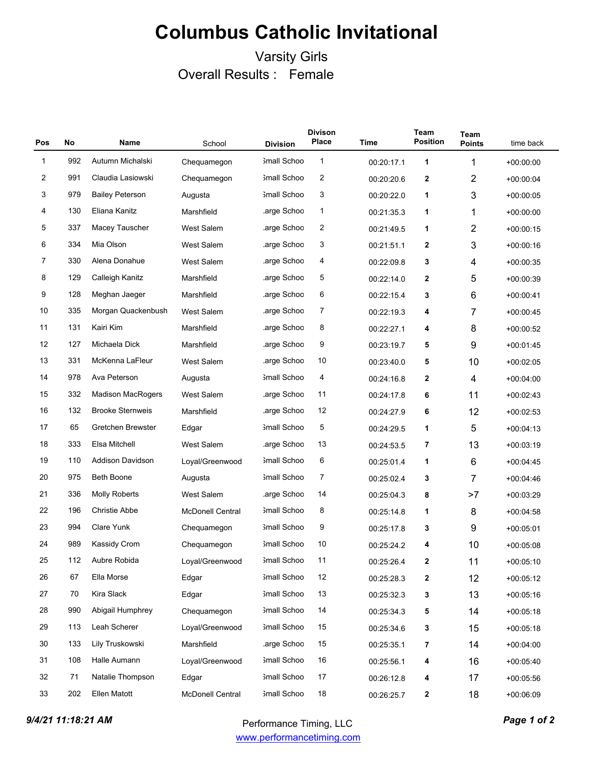# Columbus Catholic Invitational

Varsity Girls

Overall Results : Female

| Pos | No | Name | School | Division | Divison Place | Time | Team Position | Team Points | time back |
|---|---|---|---|---|---|---|---|---|---|
| 1 | 992 | Autumn Michalski | Chequamegon | Small Schoo | 1 | 00:20:17.1 | 1 | 1 | +00:00:00 |
| 2 | 991 | Claudia Lasiowski | Chequamegon | Small Schoo | 2 | 00:20:20.6 | 2 | 2 | +00:00:04 |
| 3 | 979 | Bailey Peterson | Augusta | Small Schoo | 3 | 00:20:22.0 | 1 | 3 | +00:00:05 |
| 4 | 130 | Eliana Kanitz | Marshfield | Large Schoo | 1 | 00:21:35.3 | 1 | 1 | +00:00:00 |
| 5 | 337 | Macey Tauscher | West Salem | Large Schoo | 2 | 00:21:49.5 | 1 | 2 | +00:00:15 |
| 6 | 334 | Mia Olson | West Salem | Large Schoo | 3 | 00:21:51.1 | 2 | 3 | +00:00:16 |
| 7 | 330 | Alena Donahue | West Salem | Large Schoo | 4 | 00:22:09.8 | 3 | 4 | +00:00:35 |
| 8 | 129 | Calleigh Kanitz | Marshfield | Large Schoo | 5 | 00:22:14.0 | 2 | 5 | +00:00:39 |
| 9 | 128 | Meghan Jaeger | Marshfield | Large Schoo | 6 | 00:22:15.4 | 3 | 6 | +00:00:41 |
| 10 | 335 | Morgan Quackenbush | West Salem | Large Schoo | 7 | 00:22:19.3 | 4 | 7 | +00:00:45 |
| 11 | 131 | Kairi Kim | Marshfield | Large Schoo | 8 | 00:22:27.1 | 4 | 8 | +00:00:52 |
| 12 | 127 | Michaela Dick | Marshfield | Large Schoo | 9 | 00:23:19.7 | 5 | 9 | +00:01:45 |
| 13 | 331 | McKenna LaFleur | West Salem | Large Schoo | 10 | 00:23:40.0 | 5 | 10 | +00:02:05 |
| 14 | 978 | Ava Peterson | Augusta | Small Schoo | 4 | 00:24:16.8 | 2 | 4 | +00:04:00 |
| 15 | 332 | Madison MacRogers | West Salem | Large Schoo | 11 | 00:24:17.8 | 6 | 11 | +00:02:43 |
| 16 | 132 | Brooke Sternweis | Marshfield | Large Schoo | 12 | 00:24:27.9 | 6 | 12 | +00:02:53 |
| 17 | 65 | Gretchen Brewster | Edgar | Small Schoo | 5 | 00:24:29.5 | 1 | 5 | +00:04:13 |
| 18 | 333 | Elsa Mitchell | West Salem | Large Schoo | 13 | 00:24:53.5 | 7 | 13 | +00:03:19 |
| 19 | 110 | Addison Davidson | Loyal/Greenwood | Small Schoo | 6 | 00:25:01.4 | 1 | 6 | +00:04:45 |
| 20 | 975 | Beth Boone | Augusta | Small Schoo | 7 | 00:25:02.4 | 3 | 7 | +00:04:46 |
| 21 | 336 | Molly Roberts | West Salem | Large Schoo | 14 | 00:25:04.3 | 8 | >7 | +00:03:29 |
| 22 | 196 | Christie Abbe | McDonell Central | Small Schoo | 8 | 00:25:14.8 | 1 | 8 | +00:04:58 |
| 23 | 994 | Clare Yunk | Chequamegon | Small Schoo | 9 | 00:25:17.8 | 3 | 9 | +00:05:01 |
| 24 | 989 | Kassidy Crom | Chequamegon | Small Schoo | 10 | 00:25:24.2 | 4 | 10 | +00:05:08 |
| 25 | 112 | Aubre Robida | Loyal/Greenwood | Small Schoo | 11 | 00:25:26.4 | 2 | 11 | +00:05:10 |
| 26 | 67 | Ella Morse | Edgar | Small Schoo | 12 | 00:25:28.3 | 2 | 12 | +00:05:12 |
| 27 | 70 | Kira Slack | Edgar | Small Schoo | 13 | 00:25:32.3 | 3 | 13 | +00:05:16 |
| 28 | 990 | Abigail Humphrey | Chequamegon | Small Schoo | 14 | 00:25:34.3 | 5 | 14 | +00:05:18 |
| 29 | 113 | Leah Scherer | Loyal/Greenwood | Small Schoo | 15 | 00:25:34.6 | 3 | 15 | +00:05:18 |
| 30 | 133 | Lily Truskowski | Marshfield | Large Schoo | 15 | 00:25:35.1 | 7 | 14 | +00:04:00 |
| 31 | 108 | Halle Aumann | Loyal/Greenwood | Small Schoo | 16 | 00:25:56.1 | 4 | 16 | +00:05:40 |
| 32 | 71 | Natalie Thompson | Edgar | Small Schoo | 17 | 00:26:12.8 | 4 | 17 | +00:05:56 |
| 33 | 202 | Ellen Matott | McDonell Central | Small Schoo | 18 | 00:26:25.7 | 2 | 18 | +00:06:09 |

*9/4/21 11:18:21 AM*

Performance Timing, LLC
www.performancetiming.com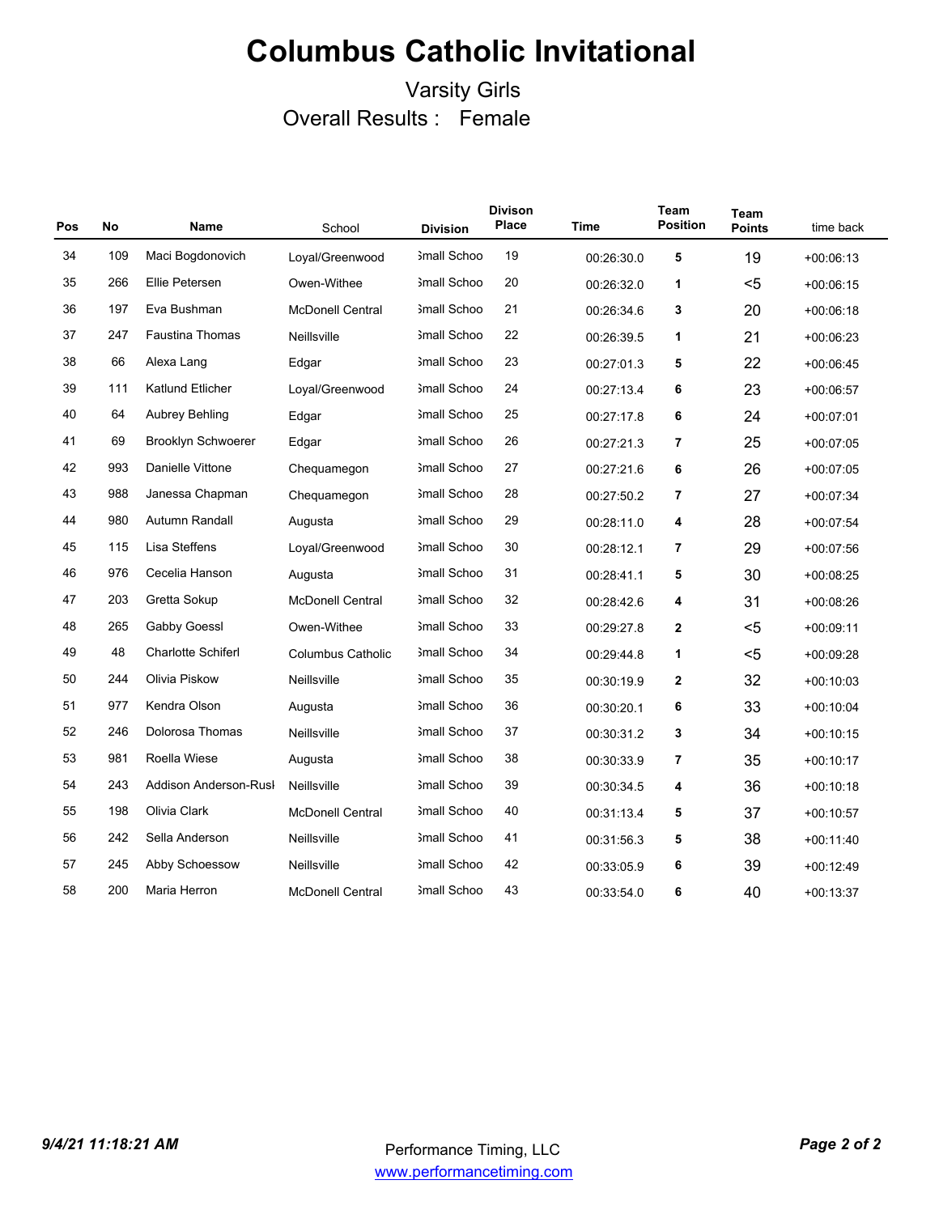# Columbus Catholic Invitational

Varsity Girls

Overall Results : Female

| Pos | No | Name | School | Division | Divison Place | Time | Team Position | Team Points | time back |
|---|---|---|---|---|---|---|---|---|---|
| 34 | 109 | Maci Bogdonovich | Loyal/Greenwood | Small Schoo | 19 | 00:26:30.0 | 5 | 19 | +00:06:13 |
| 35 | 266 | Ellie Petersen | Owen-Withee | Small Schoo | 20 | 00:26:32.0 | 1 | <5 | +00:06:15 |
| 36 | 197 | Eva Bushman | McDonell Central | Small Schoo | 21 | 00:26:34.6 | 3 | 20 | +00:06:18 |
| 37 | 247 | Faustina Thomas | Neillsville | Small Schoo | 22 | 00:26:39.5 | 1 | 21 | +00:06:23 |
| 38 | 66 | Alexa Lang | Edgar | Small Schoo | 23 | 00:27:01.3 | 5 | 22 | +00:06:45 |
| 39 | 111 | Katlund Etlicher | Loyal/Greenwood | Small Schoo | 24 | 00:27:13.4 | 6 | 23 | +00:06:57 |
| 40 | 64 | Aubrey Behling | Edgar | Small Schoo | 25 | 00:27:17.8 | 6 | 24 | +00:07:01 |
| 41 | 69 | Brooklyn Schwoerer | Edgar | Small Schoo | 26 | 00:27:21.3 | 7 | 25 | +00:07:05 |
| 42 | 993 | Danielle Vittone | Chequamegon | Small Schoo | 27 | 00:27:21.6 | 6 | 26 | +00:07:05 |
| 43 | 988 | Janessa Chapman | Chequamegon | Small Schoo | 28 | 00:27:50.2 | 7 | 27 | +00:07:34 |
| 44 | 980 | Autumn Randall | Augusta | Small Schoo | 29 | 00:28:11.0 | 4 | 28 | +00:07:54 |
| 45 | 115 | Lisa Steffens | Loyal/Greenwood | Small Schoo | 30 | 00:28:12.1 | 7 | 29 | +00:07:56 |
| 46 | 976 | Cecelia Hanson | Augusta | Small Schoo | 31 | 00:28:41.1 | 5 | 30 | +00:08:25 |
| 47 | 203 | Gretta Sokup | McDonell Central | Small Schoo | 32 | 00:28:42.6 | 4 | 31 | +00:08:26 |
| 48 | 265 | Gabby Goessl | Owen-Withee | Small Schoo | 33 | 00:29:27.8 | 2 | <5 | +00:09:11 |
| 49 | 48 | Charlotte Schiferl | Columbus Catholic | Small Schoo | 34 | 00:29:44.8 | 1 | <5 | +00:09:28 |
| 50 | 244 | Olivia Piskow | Neillsville | Small Schoo | 35 | 00:30:19.9 | 2 | 32 | +00:10:03 |
| 51 | 977 | Kendra Olson | Augusta | Small Schoo | 36 | 00:30:20.1 | 6 | 33 | +00:10:04 |
| 52 | 246 | Dolorosa Thomas | Neillsville | Small Schoo | 37 | 00:30:31.2 | 3 | 34 | +00:10:15 |
| 53 | 981 | Roella Wiese | Augusta | Small Schoo | 38 | 00:30:33.9 | 7 | 35 | +00:10:17 |
| 54 | 243 | Addison Anderson-Rusl | Neillsville | Small Schoo | 39 | 00:30:34.5 | 4 | 36 | +00:10:18 |
| 55 | 198 | Olivia Clark | McDonell Central | Small Schoo | 40 | 00:31:13.4 | 5 | 37 | +00:10:57 |
| 56 | 242 | Sella Anderson | Neillsville | Small Schoo | 41 | 00:31:56.3 | 5 | 38 | +00:11:40 |
| 57 | 245 | Abby Schoessow | Neillsville | Small Schoo | 42 | 00:33:05.9 | 6 | 39 | +00:12:49 |
| 58 | 200 | Maria Herron | McDonell Central | Small Schoo | 43 | 00:33:54.0 | 6 | 40 | +00:13:37 |

*9/4/21 11:18:21 AM*

Performance Timing, LLC
www.performancetiming.com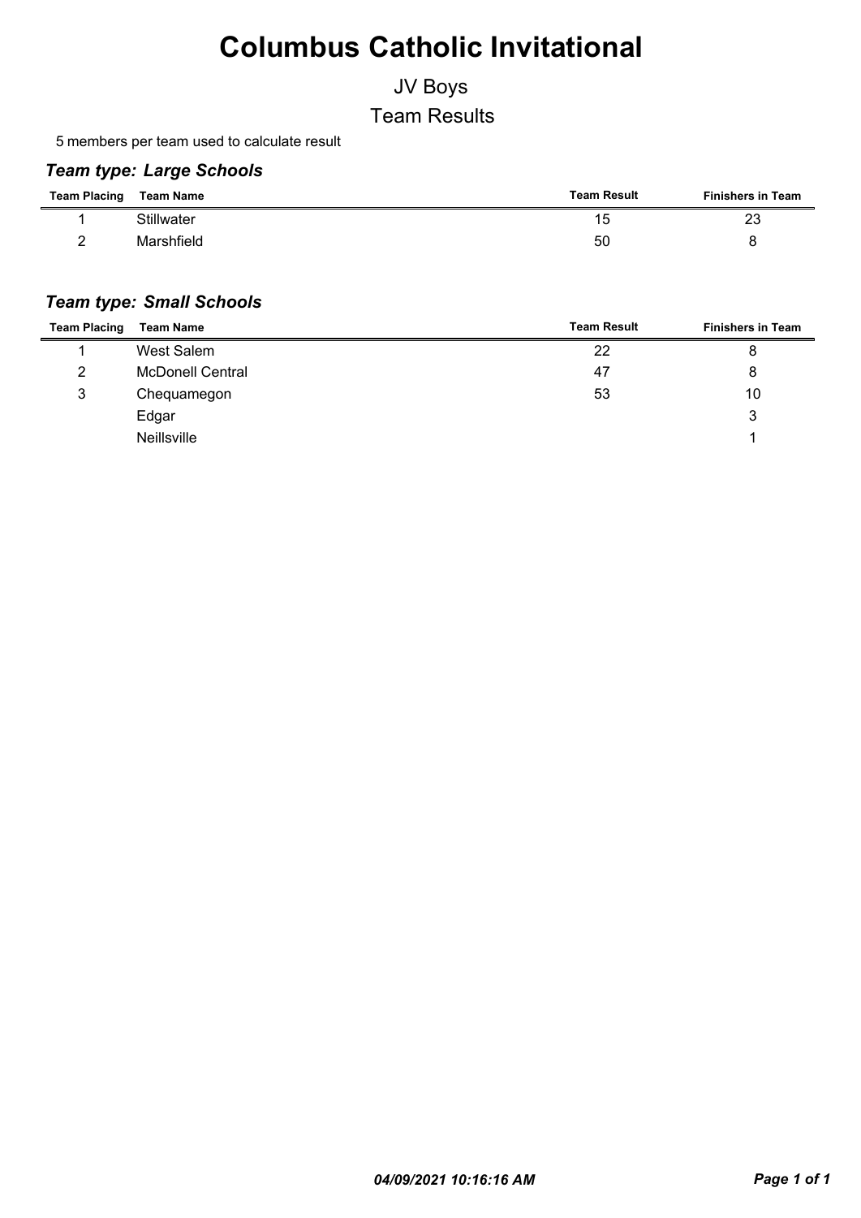# Columbus Catholic Invitational

## JV Boys

## Team Results

5 members per team used to calculate result

### *Team type: Large Schools*

| Team Placing | Team Name | Team Result | Finishers in Team |
|---|---|---|---|
| 1 | Stillwater | 15 | 23 |
| 2 | Marshfield | 50 | 8 |

### *Team type: Small Schools*

| Team Placing | Team Name | Team Result | Finishers in Team |
|---|---|---|---|
| 1 | West Salem | 22 | 8 |
| 2 | McDonell Central | 47 | 8 |
| 3 | Chequamegon | 53 | 10 |
| | Edgar | | 3 |
| | Neillsville | | 1 |

*04/09/2021 10:16:16 AM*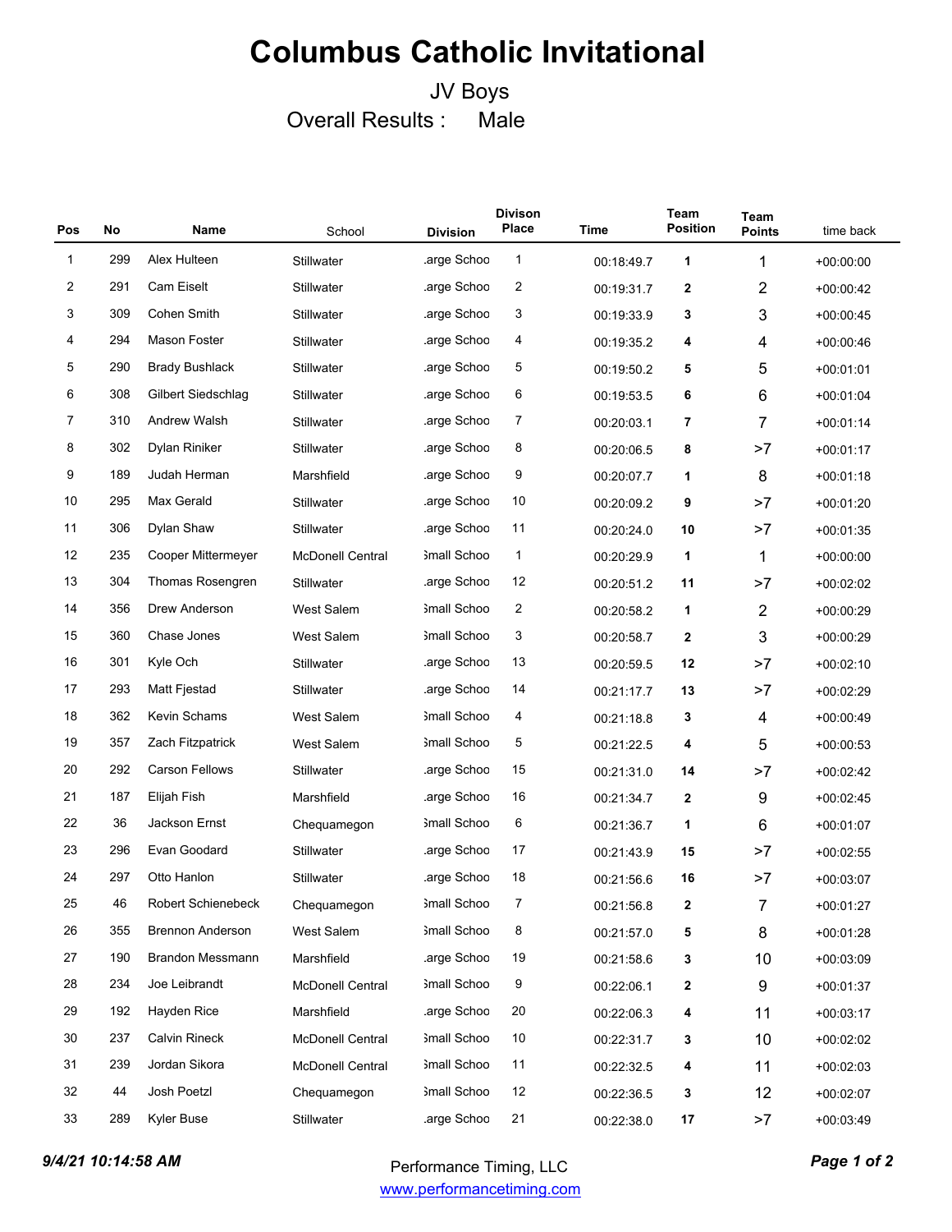# Columbus Catholic Invitational

JV Boys

Overall Results : Male

| Pos | No | Name | School | Division | Divison Place | Time | Team Position | Team Points | time back |
|---|---|---|---|---|---|---|---|---|---|
| 1 | 299 | Alex Hulteen | Stillwater | .arge Schoo | 1 | 00:18:49.7 | **1** | 1 | +00:00:00 |
| 2 | 291 | Cam Eiselt | Stillwater | .arge Schoo | 2 | 00:19:31.7 | **2** | 2 | +00:00:42 |
| 3 | 309 | Cohen Smith | Stillwater | .arge Schoo | 3 | 00:19:33.9 | **3** | 3 | +00:00:45 |
| 4 | 294 | Mason Foster | Stillwater | .arge Schoo | 4 | 00:19:35.2 | **4** | 4 | +00:00:46 |
| 5 | 290 | Brady Bushlack | Stillwater | .arge Schoo | 5 | 00:19:50.2 | **5** | 5 | +00:01:01 |
| 6 | 308 | Gilbert Siedschlag | Stillwater | .arge Schoo | 6 | 00:19:53.5 | **6** | 6 | +00:01:04 |
| 7 | 310 | Andrew Walsh | Stillwater | .arge Schoo | 7 | 00:20:03.1 | **7** | 7 | +00:01:14 |
| 8 | 302 | Dylan Riniker | Stillwater | .arge Schoo | 8 | 00:20:06.5 | **8** | >7 | +00:01:17 |
| 9 | 189 | Judah Herman | Marshfield | .arge Schoo | 9 | 00:20:07.7 | **1** | 8 | +00:01:18 |
| 10 | 295 | Max Gerald | Stillwater | .arge Schoo | 10 | 00:20:09.2 | **9** | >7 | +00:01:20 |
| 11 | 306 | Dylan Shaw | Stillwater | .arge Schoo | 11 | 00:20:24.0 | **10** | >7 | +00:01:35 |
| 12 | 235 | Cooper Mittermeyer | McDonell Central | ;mall Schoo | 1 | 00:20:29.9 | **1** | 1 | +00:00:00 |
| 13 | 304 | Thomas Rosengren | Stillwater | .arge Schoo | 12 | 00:20:51.2 | **11** | >7 | +00:02:02 |
| 14 | 356 | Drew Anderson | West Salem | ;mall Schoo | 2 | 00:20:58.2 | **1** | 2 | +00:00:29 |
| 15 | 360 | Chase Jones | West Salem | ;mall Schoo | 3 | 00:20:58.7 | **2** | 3 | +00:00:29 |
| 16 | 301 | Kyle Och | Stillwater | .arge Schoo | 13 | 00:20:59.5 | **12** | >7 | +00:02:10 |
| 17 | 293 | Matt Fjestad | Stillwater | .arge Schoo | 14 | 00:21:17.7 | **13** | >7 | +00:02:29 |
| 18 | 362 | Kevin Schams | West Salem | ;mall Schoo | 4 | 00:21:18.8 | **3** | 4 | +00:00:49 |
| 19 | 357 | Zach Fitzpatrick | West Salem | ;mall Schoo | 5 | 00:21:22.5 | **4** | 5 | +00:00:53 |
| 20 | 292 | Carson Fellows | Stillwater | .arge Schoo | 15 | 00:21:31.0 | **14** | >7 | +00:02:42 |
| 21 | 187 | Elijah Fish | Marshfield | .arge Schoo | 16 | 00:21:34.7 | **2** | 9 | +00:02:45 |
| 22 | 36 | Jackson Ernst | Chequamegon | ;mall Schoo | 6 | 00:21:36.7 | **1** | 6 | +00:01:07 |
| 23 | 296 | Evan Goodard | Stillwater | .arge Schoo | 17 | 00:21:43.9 | **15** | >7 | +00:02:55 |
| 24 | 297 | Otto Hanlon | Stillwater | .arge Schoo | 18 | 00:21:56.6 | **16** | >7 | +00:03:07 |
| 25 | 46 | Robert Schienebeck | Chequamegon | ;mall Schoo | 7 | 00:21:56.8 | **2** | 7 | +00:01:27 |
| 26 | 355 | Brennon Anderson | West Salem | ;mall Schoo | 8 | 00:21:57.0 | **5** | 8 | +00:01:28 |
| 27 | 190 | Brandon Messmann | Marshfield | .arge Schoo | 19 | 00:21:58.6 | **3** | 10 | +00:03:09 |
| 28 | 234 | Joe Leibrandt | McDonell Central | ;mall Schoo | 9 | 00:22:06.1 | **2** | 9 | +00:01:37 |
| 29 | 192 | Hayden Rice | Marshfield | .arge Schoo | 20 | 00:22:06.3 | **4** | 11 | +00:03:17 |
| 30 | 237 | Calvin Rineck | McDonell Central | ;mall Schoo | 10 | 00:22:31.7 | **3** | 10 | +00:02:02 |
| 31 | 239 | Jordan Sikora | McDonell Central | ;mall Schoo | 11 | 00:22:32.5 | **4** | 11 | +00:02:03 |
| 32 | 44 | Josh Poetzl | Chequamegon | ;mall Schoo | 12 | 00:22:36.5 | **3** | 12 | +00:02:07 |
| 33 | 289 | Kyler Buse | Stillwater | .arge Schoo | 21 | 00:22:38.0 | **17** | >7 | +00:03:49 |

*9/4/21 10:14:58 AM*

Performance Timing, LLC
www.performancetiming.com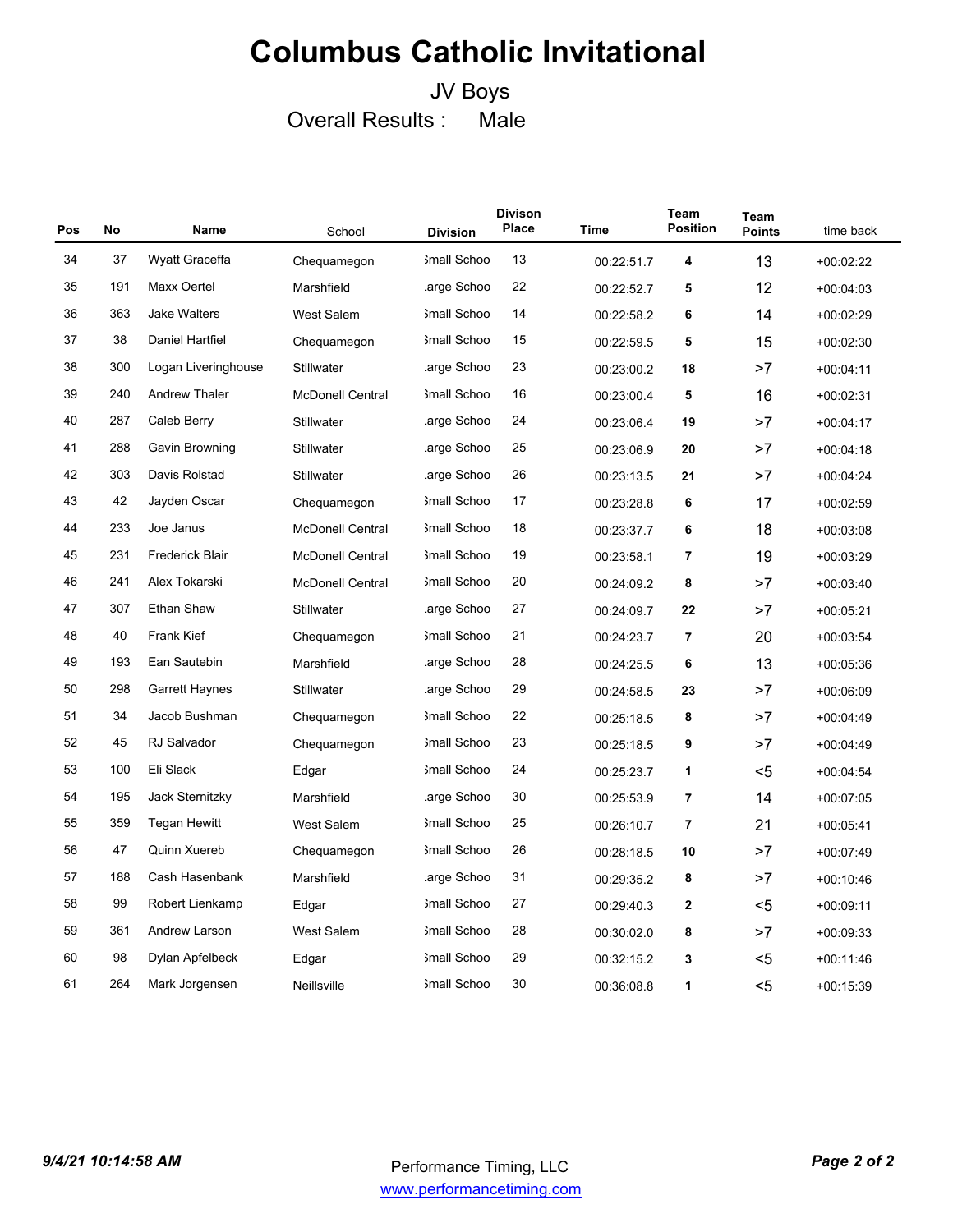# Columbus Catholic Invitational

JV Boys

Overall Results : Male

| Pos | No | Name | School | Division | Divison Place | Time | Team Position | Team Points | time back |
|---|---|---|---|---|---|---|---|---|---|
| 34 | 37 | Wyatt Graceffa | Chequamegon | Small Schoo | 13 | 00:22:51.7 | **4** | 13 | +00:02:22 |
| 35 | 191 | Maxx Oertel | Marshfield | Large Schoo | 22 | 00:22:52.7 | **5** | 12 | +00:04:03 |
| 36 | 363 | Jake Walters | West Salem | Small Schoo | 14 | 00:22:58.2 | **6** | 14 | +00:02:29 |
| 37 | 38 | Daniel Hartfiel | Chequamegon | Small Schoo | 15 | 00:22:59.5 | **5** | 15 | +00:02:30 |
| 38 | 300 | Logan Liveringhouse | Stillwater | Large Schoo | 23 | 00:23:00.2 | **18** | >7 | +00:04:11 |
| 39 | 240 | Andrew Thaler | McDonell Central | Small Schoo | 16 | 00:23:00.4 | **5** | 16 | +00:02:31 |
| 40 | 287 | Caleb Berry | Stillwater | Large Schoo | 24 | 00:23:06.4 | **19** | >7 | +00:04:17 |
| 41 | 288 | Gavin Browning | Stillwater | Large Schoo | 25 | 00:23:06.9 | **20** | >7 | +00:04:18 |
| 42 | 303 | Davis Rolstad | Stillwater | Large Schoo | 26 | 00:23:13.5 | **21** | >7 | +00:04:24 |
| 43 | 42 | Jayden Oscar | Chequamegon | Small Schoo | 17 | 00:23:28.8 | **6** | 17 | +00:02:59 |
| 44 | 233 | Joe Janus | McDonell Central | Small Schoo | 18 | 00:23:37.7 | **6** | 18 | +00:03:08 |
| 45 | 231 | Frederick Blair | McDonell Central | Small Schoo | 19 | 00:23:58.1 | **7** | 19 | +00:03:29 |
| 46 | 241 | Alex Tokarski | McDonell Central | Small Schoo | 20 | 00:24:09.2 | **8** | >7 | +00:03:40 |
| 47 | 307 | Ethan Shaw | Stillwater | Large Schoo | 27 | 00:24:09.7 | **22** | >7 | +00:05:21 |
| 48 | 40 | Frank Kief | Chequamegon | Small Schoo | 21 | 00:24:23.7 | **7** | 20 | +00:03:54 |
| 49 | 193 | Ean Sautebin | Marshfield | Large Schoo | 28 | 00:24:25.5 | **6** | 13 | +00:05:36 |
| 50 | 298 | Garrett Haynes | Stillwater | Large Schoo | 29 | 00:24:58.5 | **23** | >7 | +00:06:09 |
| 51 | 34 | Jacob Bushman | Chequamegon | Small Schoo | 22 | 00:25:18.5 | **8** | >7 | +00:04:49 |
| 52 | 45 | RJ Salvador | Chequamegon | Small Schoo | 23 | 00:25:18.5 | **9** | >7 | +00:04:49 |
| 53 | 100 | Eli Slack | Edgar | Small Schoo | 24 | 00:25:23.7 | **1** | <5 | +00:04:54 |
| 54 | 195 | Jack Sternitzky | Marshfield | Large Schoo | 30 | 00:25:53.9 | **7** | 14 | +00:07:05 |
| 55 | 359 | Tegan Hewitt | West Salem | Small Schoo | 25 | 00:26:10.7 | **7** | 21 | +00:05:41 |
| 56 | 47 | Quinn Xuereb | Chequamegon | Small Schoo | 26 | 00:28:18.5 | **10** | >7 | +00:07:49 |
| 57 | 188 | Cash Hasenbank | Marshfield | Large Schoo | 31 | 00:29:35.2 | **8** | >7 | +00:10:46 |
| 58 | 99 | Robert Lienkamp | Edgar | Small Schoo | 27 | 00:29:40.3 | **2** | <5 | +00:09:11 |
| 59 | 361 | Andrew Larson | West Salem | Small Schoo | 28 | 00:30:02.0 | **8** | >7 | +00:09:33 |
| 60 | 98 | Dylan Apfelbeck | Edgar | Small Schoo | 29 | 00:32:15.2 | **3** | <5 | +00:11:46 |
| 61 | 264 | Mark Jorgensen | Neillsville | Small Schoo | 30 | 00:36:08.8 | **1** | <5 | +00:15:39 |

*9/4/21 10:14:58 AM*

Performance Timing, LLC
www.performancetiming.com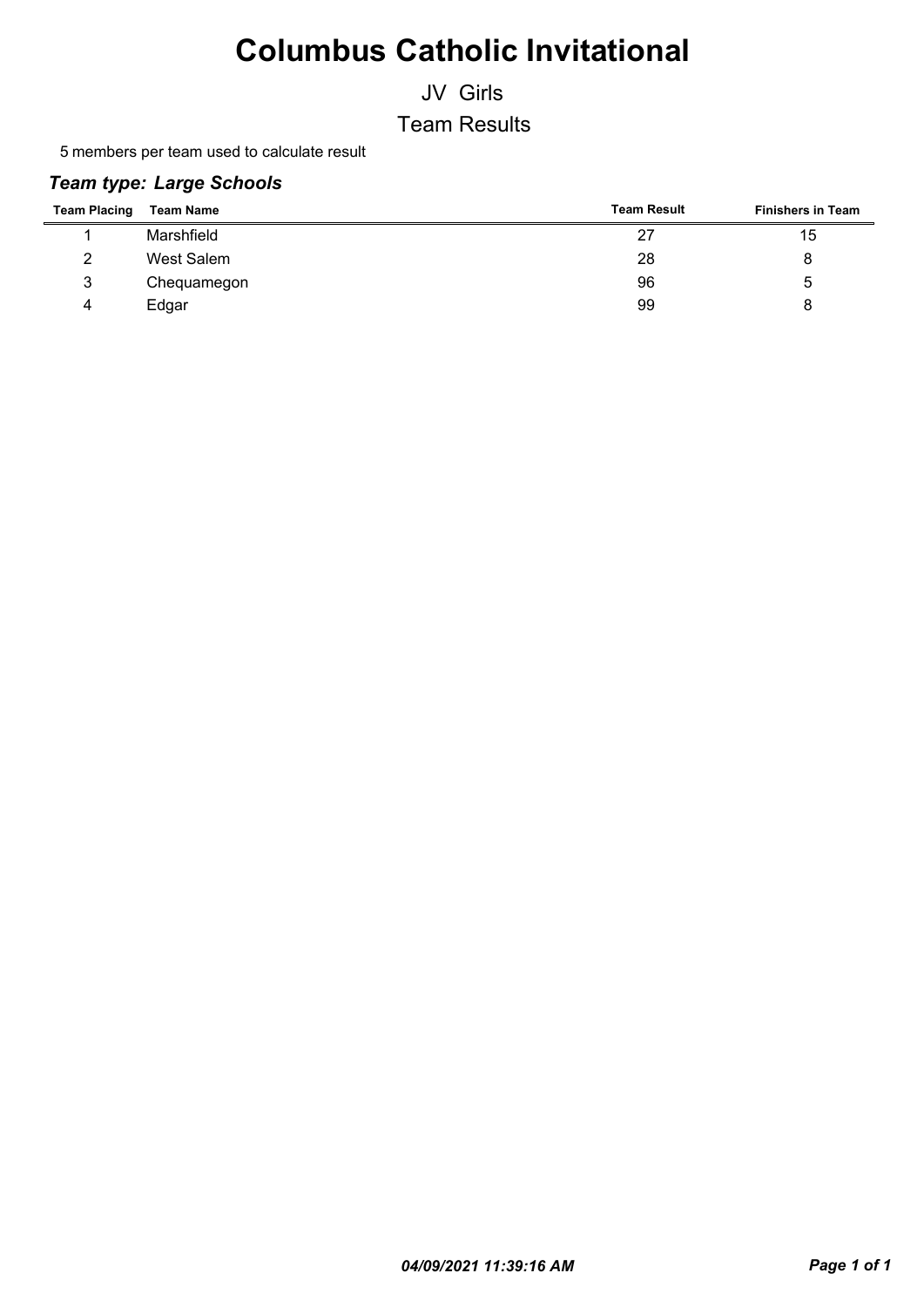# Columbus Catholic Invitational

JV Girls

Team Results

5 members per team used to calculate result

### *Team type: Large Schools*

| Team Placing | Team Name | Team Result | Finishers in Team |
|---|---|---|---|
| 1 | Marshfield | 27 | 15 |
| 2 | West Salem | 28 | 8 |
| 3 | Chequamegon | 96 | 5 |
| 4 | Edgar | 99 | 8 |

*04/09/2021 11:39:16 AM*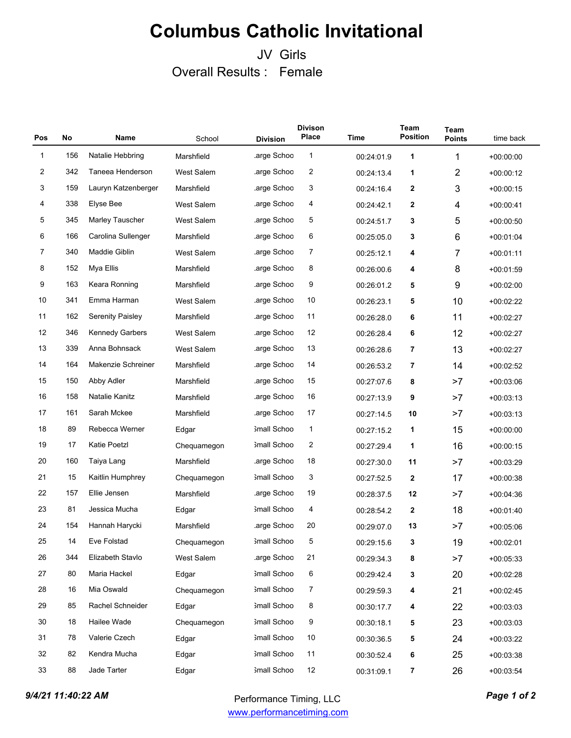# Columbus Catholic Invitational

## JV Girls

### Overall Results : Female

| Pos | No | Name | School | Division | Divison Place | Time | Team Position | Team Points | time back |
|---|---|---|---|---|---|---|---|---|---|
| 1 | 156 | Natalie Hebbring | Marshfield | .arge Schoo | 1 | 00:24:01.9 | **1** | 1 | +00:00:00 |
| 2 | 342 | Taneea Henderson | West Salem | .arge Schoo | 2 | 00:24:13.4 | **1** | 2 | +00:00:12 |
| 3 | 159 | Lauryn Katzenberger | Marshfield | .arge Schoo | 3 | 00:24:16.4 | **2** | 3 | +00:00:15 |
| 4 | 338 | Elyse Bee | West Salem | .arge Schoo | 4 | 00:24:42.1 | **2** | 4 | +00:00:41 |
| 5 | 345 | Marley Tauscher | West Salem | .arge Schoo | 5 | 00:24:51.7 | **3** | 5 | +00:00:50 |
| 6 | 166 | Carolina Sullenger | Marshfield | .arge Schoo | 6 | 00:25:05.0 | **3** | 6 | +00:01:04 |
| 7 | 340 | Maddie Giblin | West Salem | .arge Schoo | 7 | 00:25:12.1 | **4** | 7 | +00:01:11 |
| 8 | 152 | Mya Ellis | Marshfield | .arge Schoo | 8 | 00:26:00.6 | **4** | 8 | +00:01:59 |
| 9 | 163 | Keara Ronning | Marshfield | .arge Schoo | 9 | 00:26:01.2 | **5** | 9 | +00:02:00 |
| 10 | 341 | Emma Harman | West Salem | .arge Schoo | 10 | 00:26:23.1 | **5** | 10 | +00:02:22 |
| 11 | 162 | Serenity Paisley | Marshfield | .arge Schoo | 11 | 00:26:28.0 | **6** | 11 | +00:02:27 |
| 12 | 346 | Kennedy Garbers | West Salem | .arge Schoo | 12 | 00:26:28.4 | **6** | 12 | +00:02:27 |
| 13 | 339 | Anna Bohnsack | West Salem | .arge Schoo | 13 | 00:26:28.6 | **7** | 13 | +00:02:27 |
| 14 | 164 | Makenzie Schreiner | Marshfield | .arge Schoo | 14 | 00:26:53.2 | **7** | 14 | +00:02:52 |
| 15 | 150 | Abby Adler | Marshfield | .arge Schoo | 15 | 00:27:07.6 | **8** | >7 | +00:03:06 |
| 16 | 158 | Natalie Kanitz | Marshfield | .arge Schoo | 16 | 00:27:13.9 | **9** | >7 | +00:03:13 |
| 17 | 161 | Sarah Mckee | Marshfield | .arge Schoo | 17 | 00:27:14.5 | **10** | >7 | +00:03:13 |
| 18 | 89 | Rebecca Werner | Edgar | ;mall Schoo | 1 | 00:27:15.2 | **1** | 15 | +00:00:00 |
| 19 | 17 | Katie Poetzl | Chequamegon | ;mall Schoo | 2 | 00:27:29.4 | **1** | 16 | +00:00:15 |
| 20 | 160 | Taiya Lang | Marshfield | .arge Schoo | 18 | 00:27:30.0 | **11** | >7 | +00:03:29 |
| 21 | 15 | Kaitlin Humphrey | Chequamegon | ;mall Schoo | 3 | 00:27:52.5 | **2** | 17 | +00:00:38 |
| 22 | 157 | Ellie Jensen | Marshfield | .arge Schoo | 19 | 00:28:37.5 | **12** | >7 | +00:04:36 |
| 23 | 81 | Jessica Mucha | Edgar | ;mall Schoo | 4 | 00:28:54.2 | **2** | 18 | +00:01:40 |
| 24 | 154 | Hannah Harycki | Marshfield | .arge Schoo | 20 | 00:29:07.0 | **13** | >7 | +00:05:06 |
| 25 | 14 | Eve Folstad | Chequamegon | ;mall Schoo | 5 | 00:29:15.6 | **3** | 19 | +00:02:01 |
| 26 | 344 | Elizabeth Stavlo | West Salem | .arge Schoo | 21 | 00:29:34.3 | **8** | >7 | +00:05:33 |
| 27 | 80 | Maria Hackel | Edgar | ;mall Schoo | 6 | 00:29:42.4 | **3** | 20 | +00:02:28 |
| 28 | 16 | Mia Oswald | Chequamegon | ;mall Schoo | 7 | 00:29:59.3 | **4** | 21 | +00:02:45 |
| 29 | 85 | Rachel Schneider | Edgar | ;mall Schoo | 8 | 00:30:17.7 | **4** | 22 | +00:03:03 |
| 30 | 18 | Hailee Wade | Chequamegon | ;mall Schoo | 9 | 00:30:18.1 | **5** | 23 | +00:03:03 |
| 31 | 78 | Valerie Czech | Edgar | ;mall Schoo | 10 | 00:30:36.5 | **5** | 24 | +00:03:22 |
| 32 | 82 | Kendra Mucha | Edgar | ;mall Schoo | 11 | 00:30:52.4 | **6** | 25 | +00:03:38 |
| 33 | 88 | Jade Tarter | Edgar | ;mall Schoo | 12 | 00:31:09.1 | **7** | 26 | +00:03:54 |

*9/4/21 11:40:22 AM*

Performance Timing, LLC
www.performancetiming.com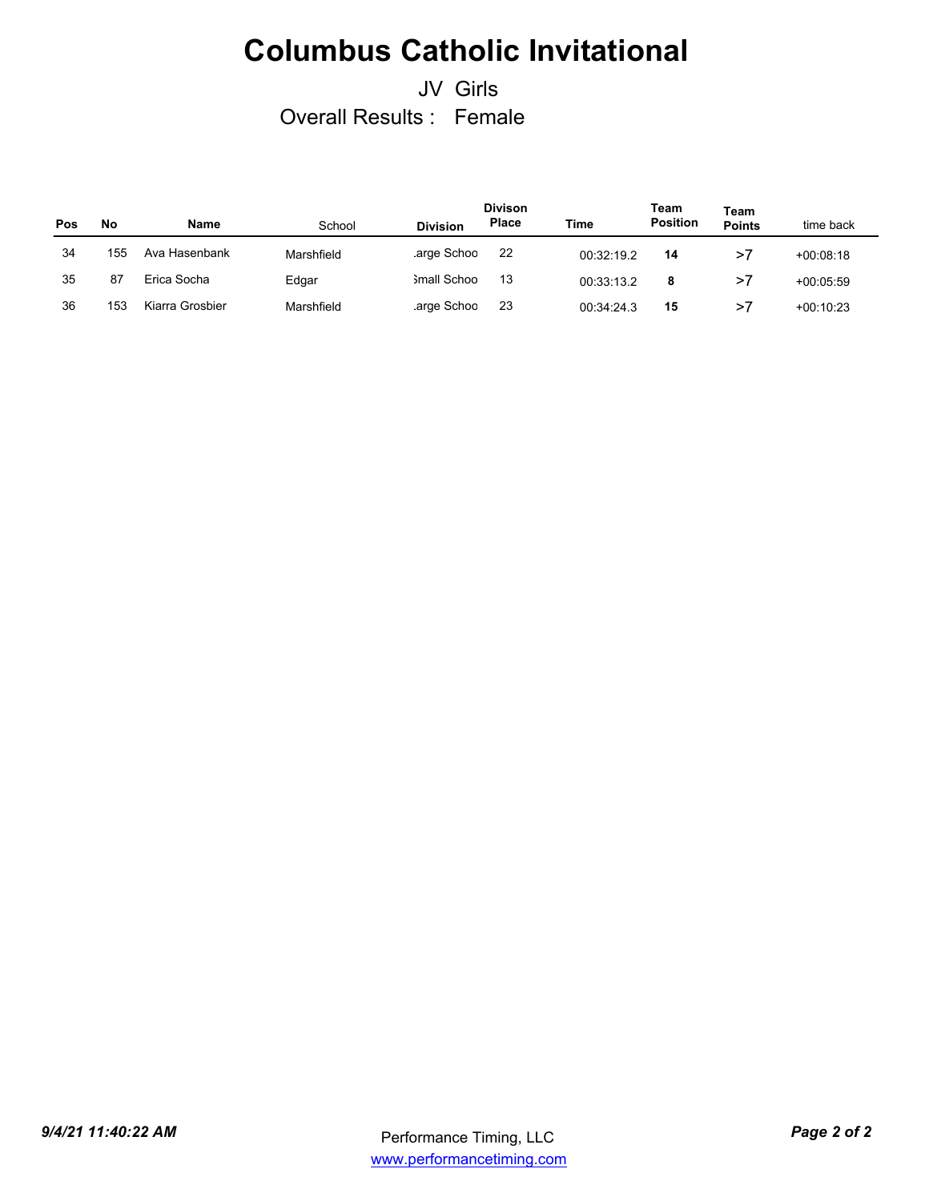# Columbus Catholic Invitational

JV Girls

Overall Results : Female

| Pos | No | Name | School | Division | Divison Place | Time | Team Position | Team Points | time back |
|---|---|---|---|---|---|---|---|---|---|
| 34 | 155 | Ava Hasenbank | Marshfield | .arge Schoo | 22 | 00:32:19.2 | **14** | >7 | +00:08:18 |
| 35 | 87 | Erica Socha | Edgar | ;mall Schoo | 13 | 00:33:13.2 | **8** | >7 | +00:05:59 |
| 36 | 153 | Kiarra Grosbier | Marshfield | .arge Schoo | 23 | 00:34:24.3 | **15** | >7 | +00:10:23 |

*9/4/21 11:40:22 AM*

Performance Timing, LLC
www.performancetiming.com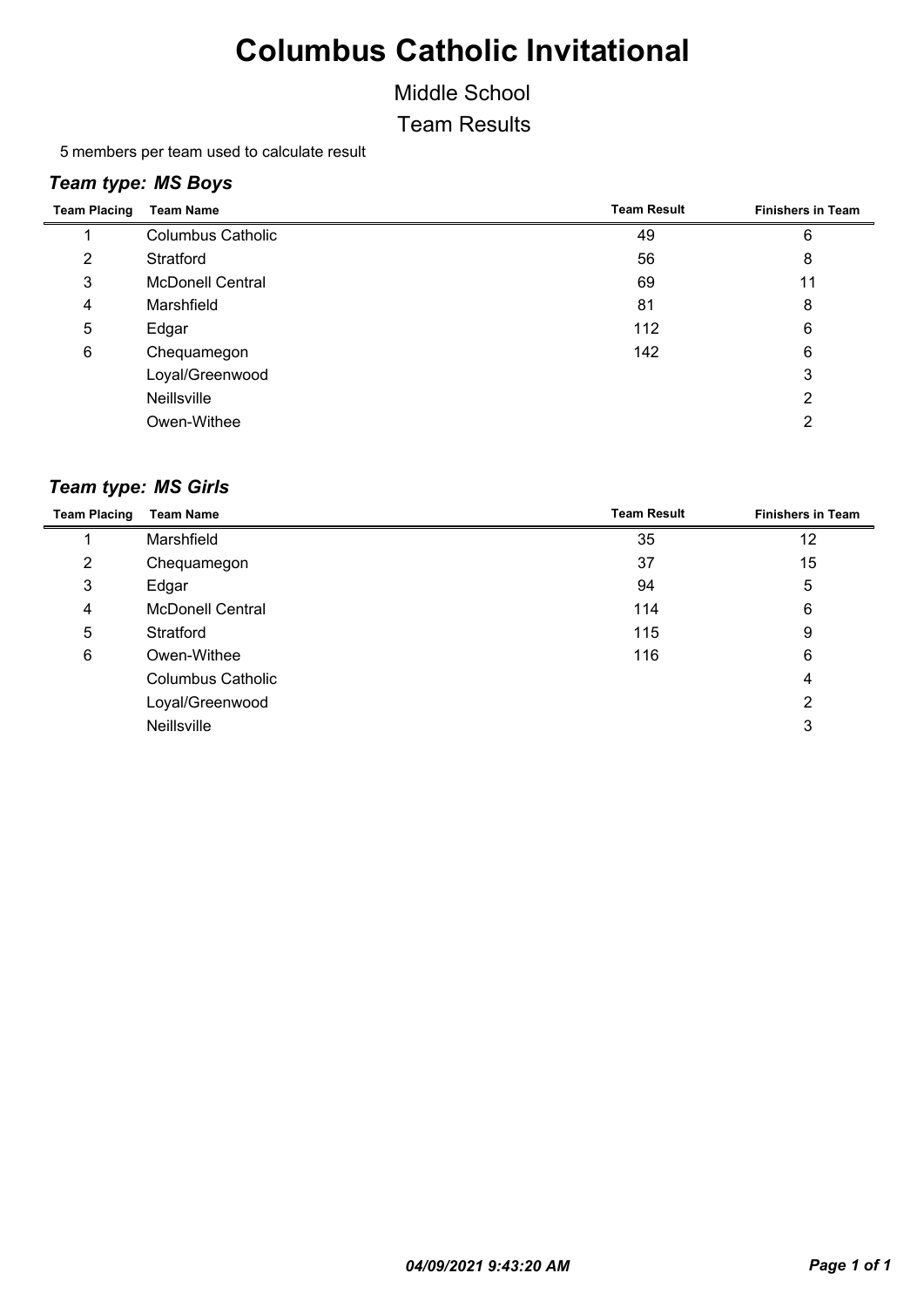# Columbus Catholic Invitational

Middle School

Team Results

5 members per team used to calculate result

### *Team type: MS Boys*

| Team Placing | Team Name | Team Result | Finishers in Team |
|---|---|---|---|
| 1 | Columbus Catholic | 49 | 6 |
| 2 | Stratford | 56 | 8 |
| 3 | McDonell Central | 69 | 11 |
| 4 | Marshfield | 81 | 8 |
| 5 | Edgar | 112 | 6 |
| 6 | Chequamegon | 142 | 6 |
| | Loyal/Greenwood | | 3 |
| | Neillsville | | 2 |
| | Owen-Withee | | 2 |

### *Team type: MS Girls*

| Team Placing | Team Name | Team Result | Finishers in Team |
|---|---|---|---|
| 1 | Marshfield | 35 | 12 |
| 2 | Chequamegon | 37 | 15 |
| 3 | Edgar | 94 | 5 |
| 4 | McDonell Central | 114 | 6 |
| 5 | Stratford | 115 | 9 |
| 6 | Owen-Withee | 116 | 6 |
| | Columbus Catholic | | 4 |
| | Loyal/Greenwood | | 2 |
| | Neillsville | | 3 |

*04/09/2021 9:43:20 AM*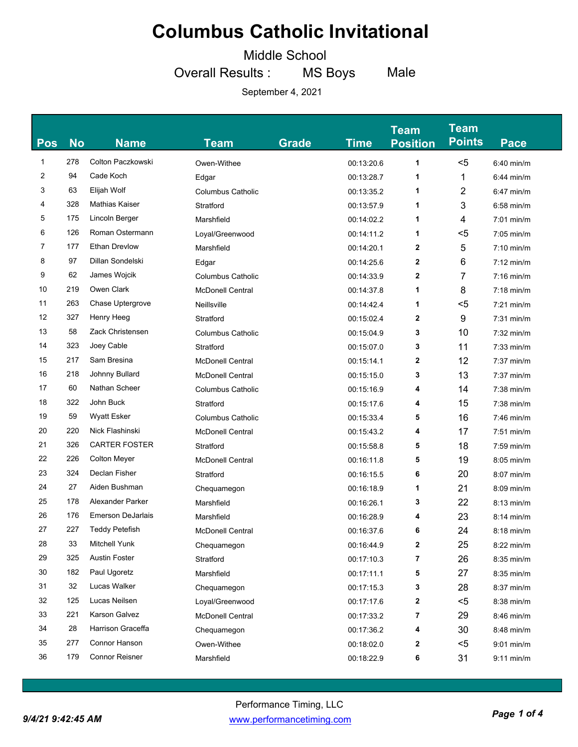# Columbus Catholic Invitational

Middle School

Overall Results : MS Boys Male

September 4, 2021

| Pos | No | Name | Team | Grade | Time | Team Position | Team Points | Pace |
|---|---|---|---|---|---|---|---|---|
| 1 | 278 | Colton Paczkowski | Owen-Withee | | 00:13:20.6 | 1 | <5 | 6:40 min/m |
| 2 | 94 | Cade Koch | Edgar | | 00:13:28.7 | 1 | 1 | 6:44 min/m |
| 3 | 63 | Elijah Wolf | Columbus Catholic | | 00:13:35.2 | 1 | 2 | 6:47 min/m |
| 4 | 328 | Mathias Kaiser | Stratford | | 00:13:57.9 | 1 | 3 | 6:58 min/m |
| 5 | 175 | Lincoln Berger | Marshfield | | 00:14:02.2 | 1 | 4 | 7:01 min/m |
| 6 | 126 | Roman Ostermann | Loyal/Greenwood | | 00:14:11.2 | 1 | <5 | 7:05 min/m |
| 7 | 177 | Ethan Drevlow | Marshfield | | 00:14:20.1 | 2 | 5 | 7:10 min/m |
| 8 | 97 | Dillan Sondelski | Edgar | | 00:14:25.6 | 2 | 6 | 7:12 min/m |
| 9 | 62 | James Wojcik | Columbus Catholic | | 00:14:33.9 | 2 | 7 | 7:16 min/m |
| 10 | 219 | Owen Clark | McDonell Central | | 00:14:37.8 | 1 | 8 | 7:18 min/m |
| 11 | 263 | Chase Uptergrove | Neillsville | | 00:14:42.4 | 1 | <5 | 7:21 min/m |
| 12 | 327 | Henry Heeg | Stratford | | 00:15:02.4 | 2 | 9 | 7:31 min/m |
| 13 | 58 | Zack Christensen | Columbus Catholic | | 00:15:04.9 | 3 | 10 | 7:32 min/m |
| 14 | 323 | Joey Cable | Stratford | | 00:15:07.0 | 3 | 11 | 7:33 min/m |
| 15 | 217 | Sam Bresina | McDonell Central | | 00:15:14.1 | 2 | 12 | 7:37 min/m |
| 16 | 218 | Johnny Bullard | McDonell Central | | 00:15:15.0 | 3 | 13 | 7:37 min/m |
| 17 | 60 | Nathan Scheer | Columbus Catholic | | 00:15:16.9 | 4 | 14 | 7:38 min/m |
| 18 | 322 | John Buck | Stratford | | 00:15:17.6 | 4 | 15 | 7:38 min/m |
| 19 | 59 | Wyatt Esker | Columbus Catholic | | 00:15:33.4 | 5 | 16 | 7:46 min/m |
| 20 | 220 | Nick Flashinski | McDonell Central | | 00:15:43.2 | 4 | 17 | 7:51 min/m |
| 21 | 326 | CARTER FOSTER | Stratford | | 00:15:58.8 | 5 | 18 | 7:59 min/m |
| 22 | 226 | Colton Meyer | McDonell Central | | 00:16:11.8 | 5 | 19 | 8:05 min/m |
| 23 | 324 | Declan Fisher | Stratford | | 00:16:15.5 | 6 | 20 | 8:07 min/m |
| 24 | 27 | Aiden Bushman | Chequamegon | | 00:16:18.9 | 1 | 21 | 8:09 min/m |
| 25 | 178 | Alexander Parker | Marshfield | | 00:16:26.1 | 3 | 22 | 8:13 min/m |
| 26 | 176 | Emerson DeJarlais | Marshfield | | 00:16:28.9 | 4 | 23 | 8:14 min/m |
| 27 | 227 | Teddy Petefish | McDonell Central | | 00:16:37.6 | 6 | 24 | 8:18 min/m |
| 28 | 33 | Mitchell Yunk | Chequamegon | | 00:16:44.9 | 2 | 25 | 8:22 min/m |
| 29 | 325 | Austin Foster | Stratford | | 00:17:10.3 | 7 | 26 | 8:35 min/m |
| 30 | 182 | Paul Ugoretz | Marshfield | | 00:17:11.1 | 5 | 27 | 8:35 min/m |
| 31 | 32 | Lucas Walker | Chequamegon | | 00:17:15.3 | 3 | 28 | 8:37 min/m |
| 32 | 125 | Lucas Neilsen | Loyal/Greenwood | | 00:17:17.6 | 2 | <5 | 8:38 min/m |
| 33 | 221 | Karson Galvez | McDonell Central | | 00:17:33.2 | 7 | 29 | 8:46 min/m |
| 34 | 28 | Harrison Graceffa | Chequamegon | | 00:17:36.2 | 4 | 30 | 8:48 min/m |
| 35 | 277 | Connor Hanson | Owen-Withee | | 00:18:02.0 | 2 | <5 | 9:01 min/m |
| 36 | 179 | Connor Reisner | Marshfield | | 00:18:22.9 | 6 | 31 | 9:11 min/m |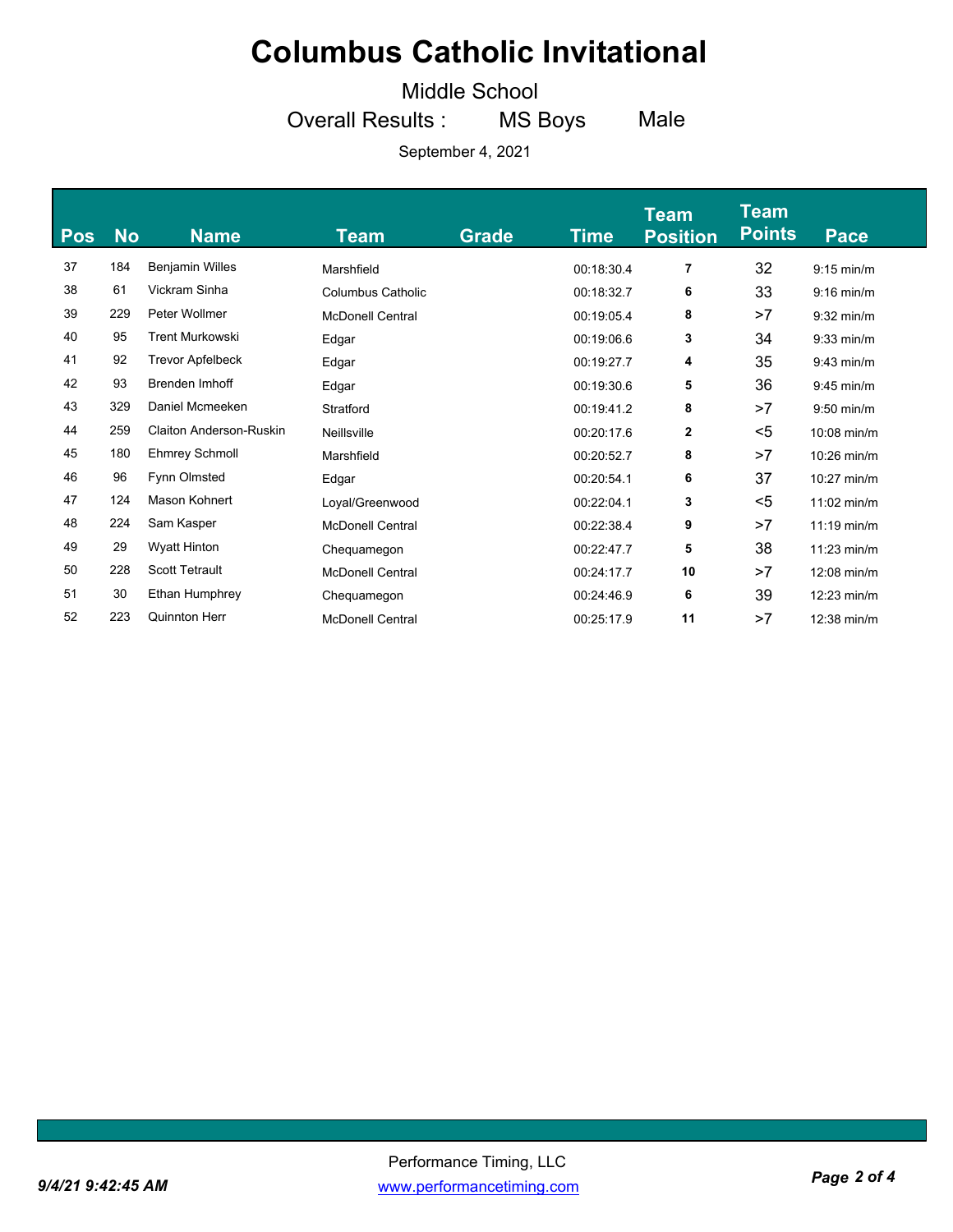# Columbus Catholic Invitational

Middle School

Overall Results : MS Boys Male

September 4, 2021

| Pos | No | Name | Team | Grade | Time | Team Position | Team Points | Pace |
|---|---|---|---|---|---|---|---|---|
| 37 | 184 | Benjamin Willes | Marshfield | | 00:18:30.4 | 7 | 32 | 9:15 min/m |
| 38 | 61 | Vickram Sinha | Columbus Catholic | | 00:18:32.7 | 6 | 33 | 9:16 min/m |
| 39 | 229 | Peter Wollmer | McDonell Central | | 00:19:05.4 | 8 | >7 | 9:32 min/m |
| 40 | 95 | Trent Murkowski | Edgar | | 00:19:06.6 | 3 | 34 | 9:33 min/m |
| 41 | 92 | Trevor Apfelbeck | Edgar | | 00:19:27.7 | 4 | 35 | 9:43 min/m |
| 42 | 93 | Brenden Imhoff | Edgar | | 00:19:30.6 | 5 | 36 | 9:45 min/m |
| 43 | 329 | Daniel Mcmeeken | Stratford | | 00:19:41.2 | 8 | >7 | 9:50 min/m |
| 44 | 259 | Claiton Anderson-Ruskin | Neillsville | | 00:20:17.6 | 2 | <5 | 10:08 min/m |
| 45 | 180 | Ehmrey Schmoll | Marshfield | | 00:20:52.7 | 8 | >7 | 10:26 min/m |
| 46 | 96 | Fynn Olmsted | Edgar | | 00:20:54.1 | 6 | 37 | 10:27 min/m |
| 47 | 124 | Mason Kohnert | Loyal/Greenwood | | 00:22:04.1 | 3 | <5 | 11:02 min/m |
| 48 | 224 | Sam Kasper | McDonell Central | | 00:22:38.4 | 9 | >7 | 11:19 min/m |
| 49 | 29 | Wyatt Hinton | Chequamegon | | 00:22:47.7 | 5 | 38 | 11:23 min/m |
| 50 | 228 | Scott Tetrault | McDonell Central | | 00:24:17.7 | 10 | >7 | 12:08 min/m |
| 51 | 30 | Ethan Humphrey | Chequamegon | | 00:24:46.9 | 6 | 39 | 12:23 min/m |
| 52 | 223 | Quinnton Herr | McDonell Central | | 00:25:17.9 | 11 | >7 | 12:38 min/m |

Performance Timing, LLC

www.performancetiming.com

*9/4/21 9:42:45 AM*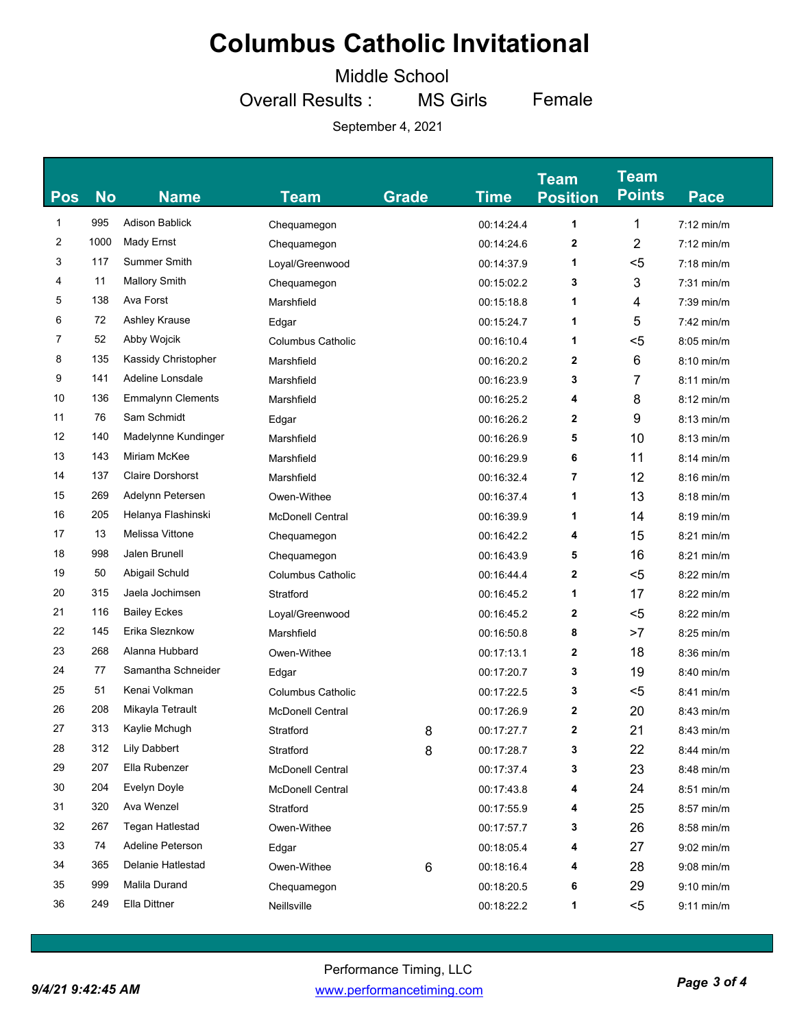# Columbus Catholic Invitational

Middle School

Overall Results : MS Girls Female

September 4, 2021

| Pos | No | Name | Team | Grade | Time | Team Position | Team Points | Pace |
|---|---|---|---|---|---|---|---|---|
| 1 | 995 | Adison Bablick | Chequamegon | | 00:14:24.4 | 1 | 1 | 7:12 min/m |
| 2 | 1000 | Mady Ernst | Chequamegon | | 00:14:24.6 | 2 | 2 | 7:12 min/m |
| 3 | 117 | Summer Smith | Loyal/Greenwood | | 00:14:37.9 | 1 | <5 | 7:18 min/m |
| 4 | 11 | Mallory Smith | Chequamegon | | 00:15:02.2 | 3 | 3 | 7:31 min/m |
| 5 | 138 | Ava Forst | Marshfield | | 00:15:18.8 | 1 | 4 | 7:39 min/m |
| 6 | 72 | Ashley Krause | Edgar | | 00:15:24.7 | 1 | 5 | 7:42 min/m |
| 7 | 52 | Abby Wojcik | Columbus Catholic | | 00:16:10.4 | 1 | <5 | 8:05 min/m |
| 8 | 135 | Kassidy Christopher | Marshfield | | 00:16:20.2 | 2 | 6 | 8:10 min/m |
| 9 | 141 | Adeline Lonsdale | Marshfield | | 00:16:23.9 | 3 | 7 | 8:11 min/m |
| 10 | 136 | Emmalynn Clements | Marshfield | | 00:16:25.2 | 4 | 8 | 8:12 min/m |
| 11 | 76 | Sam Schmidt | Edgar | | 00:16:26.2 | 2 | 9 | 8:13 min/m |
| 12 | 140 | Madelynne Kundinger | Marshfield | | 00:16:26.9 | 5 | 10 | 8:13 min/m |
| 13 | 143 | Miriam McKee | Marshfield | | 00:16:29.9 | 6 | 11 | 8:14 min/m |
| 14 | 137 | Claire Dorshorst | Marshfield | | 00:16:32.4 | 7 | 12 | 8:16 min/m |
| 15 | 269 | Adelynn Petersen | Owen-Withee | | 00:16:37.4 | 1 | 13 | 8:18 min/m |
| 16 | 205 | Helanya Flashinski | McDonell Central | | 00:16:39.9 | 1 | 14 | 8:19 min/m |
| 17 | 13 | Melissa Vittone | Chequamegon | | 00:16:42.2 | 4 | 15 | 8:21 min/m |
| 18 | 998 | Jalen Brunell | Chequamegon | | 00:16:43.9 | 5 | 16 | 8:21 min/m |
| 19 | 50 | Abigail Schuld | Columbus Catholic | | 00:16:44.4 | 2 | <5 | 8:22 min/m |
| 20 | 315 | Jaela Jochimsen | Stratford | | 00:16:45.2 | 1 | 17 | 8:22 min/m |
| 21 | 116 | Bailey Eckes | Loyal/Greenwood | | 00:16:45.2 | 2 | <5 | 8:22 min/m |
| 22 | 145 | Erika Sleznkow | Marshfield | | 00:16:50.8 | 8 | >7 | 8:25 min/m |
| 23 | 268 | Alanna Hubbard | Owen-Withee | | 00:17:13.1 | 2 | 18 | 8:36 min/m |
| 24 | 77 | Samantha Schneider | Edgar | | 00:17:20.7 | 3 | 19 | 8:40 min/m |
| 25 | 51 | Kenai Volkman | Columbus Catholic | | 00:17:22.5 | 3 | <5 | 8:41 min/m |
| 26 | 208 | Mikayla Tetrault | McDonell Central | | 00:17:26.9 | 2 | 20 | 8:43 min/m |
| 27 | 313 | Kaylie Mchugh | Stratford | 8 | 00:17:27.7 | 2 | 21 | 8:43 min/m |
| 28 | 312 | Lily Dabbert | Stratford | 8 | 00:17:28.7 | 3 | 22 | 8:44 min/m |
| 29 | 207 | Ella Rubenzer | McDonell Central | | 00:17:37.4 | 3 | 23 | 8:48 min/m |
| 30 | 204 | Evelyn Doyle | McDonell Central | | 00:17:43.8 | 4 | 24 | 8:51 min/m |
| 31 | 320 | Ava Wenzel | Stratford | | 00:17:55.9 | 4 | 25 | 8:57 min/m |
| 32 | 267 | Tegan Hatlestad | Owen-Withee | | 00:17:57.7 | 3 | 26 | 8:58 min/m |
| 33 | 74 | Adeline Peterson | Edgar | | 00:18:05.4 | 4 | 27 | 9:02 min/m |
| 34 | 365 | Delanie Hatlestad | Owen-Withee | 6 | 00:18:16.4 | 4 | 28 | 9:08 min/m |
| 35 | 999 | Malila Durand | Chequamegon | | 00:18:20.5 | 6 | 29 | 9:10 min/m |
| 36 | 249 | Ella Dittner | Neillsville | | 00:18:22.2 | 1 | <5 | 9:11 min/m |

Performance Timing, LLC

www.performancetiming.com

*9/4/21 9:42:45 AM*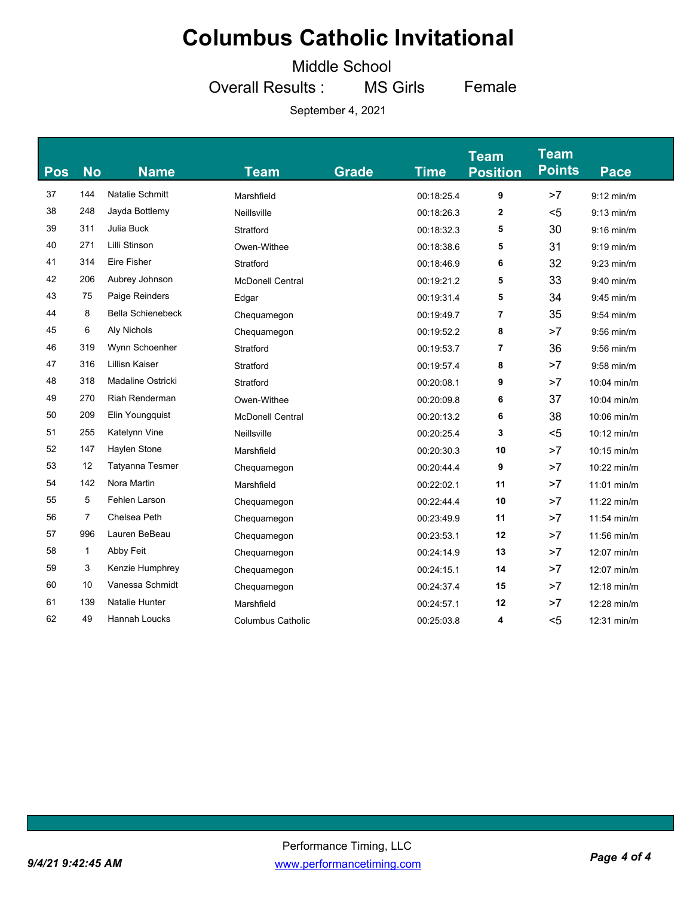# Columbus Catholic Invitational

Middle School

Overall Results : MS Girls Female

September 4, 2021

| Pos | No | Name | Team | Grade | Time | Team Position | Team Points | Pace |
|---|---|---|---|---|---|---|---|---|
| 37 | 144 | Natalie Schmitt | Marshfield | | 00:18:25.4 | 9 | >7 | 9:12 min/m |
| 38 | 248 | Jayda Bottlemy | Neillsville | | 00:18:26.3 | 2 | <5 | 9:13 min/m |
| 39 | 311 | Julia Buck | Stratford | | 00:18:32.3 | 5 | 30 | 9:16 min/m |
| 40 | 271 | Lilli Stinson | Owen-Withee | | 00:18:38.6 | 5 | 31 | 9:19 min/m |
| 41 | 314 | Eire Fisher | Stratford | | 00:18:46.9 | 6 | 32 | 9:23 min/m |
| 42 | 206 | Aubrey Johnson | McDonell Central | | 00:19:21.2 | 5 | 33 | 9:40 min/m |
| 43 | 75 | Paige Reinders | Edgar | | 00:19:31.4 | 5 | 34 | 9:45 min/m |
| 44 | 8 | Bella Schienebeck | Chequamegon | | 00:19:49.7 | 7 | 35 | 9:54 min/m |
| 45 | 6 | Aly Nichols | Chequamegon | | 00:19:52.2 | 8 | >7 | 9:56 min/m |
| 46 | 319 | Wynn Schoenher | Stratford | | 00:19:53.7 | 7 | 36 | 9:56 min/m |
| 47 | 316 | Lillisn Kaiser | Stratford | | 00:19:57.4 | 8 | >7 | 9:58 min/m |
| 48 | 318 | Madaline Ostricki | Stratford | | 00:20:08.1 | 9 | >7 | 10:04 min/m |
| 49 | 270 | Riah Renderman | Owen-Withee | | 00:20:09.8 | 6 | 37 | 10:04 min/m |
| 50 | 209 | Elin Youngquist | McDonell Central | | 00:20:13.2 | 6 | 38 | 10:06 min/m |
| 51 | 255 | Katelynn Vine | Neillsville | | 00:20:25.4 | 3 | <5 | 10:12 min/m |
| 52 | 147 | Haylen Stone | Marshfield | | 00:20:30.3 | 10 | >7 | 10:15 min/m |
| 53 | 12 | Tatyanna Tesmer | Chequamegon | | 00:20:44.4 | 9 | >7 | 10:22 min/m |
| 54 | 142 | Nora Martin | Marshfield | | 00:22:02.1 | 11 | >7 | 11:01 min/m |
| 55 | 5 | Fehlen Larson | Chequamegon | | 00:22:44.4 | 10 | >7 | 11:22 min/m |
| 56 | 7 | Chelsea Peth | Chequamegon | | 00:23:49.9 | 11 | >7 | 11:54 min/m |
| 57 | 996 | Lauren BeBeau | Chequamegon | | 00:23:53.1 | 12 | >7 | 11:56 min/m |
| 58 | 1 | Abby Feit | Chequamegon | | 00:24:14.9 | 13 | >7 | 12:07 min/m |
| 59 | 3 | Kenzie Humphrey | Chequamegon | | 00:24:15.1 | 14 | >7 | 12:07 min/m |
| 60 | 10 | Vanessa Schmidt | Chequamegon | | 00:24:37.4 | 15 | >7 | 12:18 min/m |
| 61 | 139 | Natalie Hunter | Marshfield | | 00:24:57.1 | 12 | >7 | 12:28 min/m |
| 62 | 49 | Hannah Loucks | Columbus Catholic | | 00:25:03.8 | 4 | <5 | 12:31 min/m |

Performance Timing, LLC

www.performancetiming.com

9/4/21 9:42:45 AM